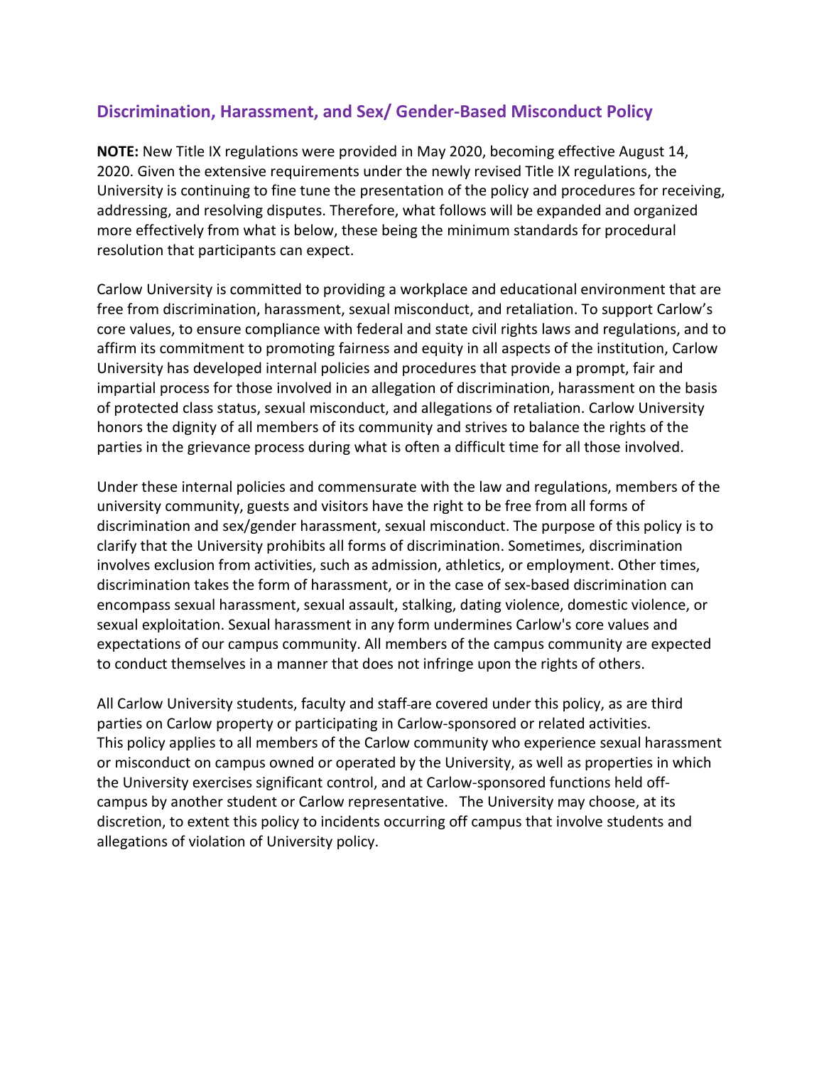## Discrimination, Harassment, and Sex/ Gender-Based Misconduct Policy

**NOTE:** New Title IX regulations were provided in May 2020, becoming effective August 14, 2020. Given the extensive requirements under the newly revised Title IX regulations, the University is continuing to fine tune the presentation of the policy and procedures for receiving, addressing, and resolving disputes. Therefore, what follows will be expanded and organized more effectively from what is below, these being the minimum standards for procedural resolution that participants can expect.

Carlow University is committed to providing a workplace and educational environment that are free from discrimination, harassment, sexual misconduct, and retaliation. To support Carlow's core values, to ensure compliance with federal and state civil rights laws and regulations, and to affirm its commitment to promoting fairness and equity in all aspects of the institution, Carlow University has developed internal policies and procedures that provide a prompt, fair and impartial process for those involved in an allegation of discrimination, harassment on the basis of protected class status, sexual misconduct, and allegations of retaliation. Carlow University honors the dignity of all members of its community and strives to balance the rights of the parties in the grievance process during what is often a difficult time for all those involved.

Under these internal policies and commensurate with the law and regulations, members of the university community, guests and visitors have the right to be free from all forms of discrimination and sex/gender harassment, sexual misconduct. The purpose of this policy is to clarify that the University prohibits all forms of discrimination. Sometimes, discrimination involves exclusion from activities, such as admission, athletics, or employment. Other times, discrimination takes the form of harassment, or in the case of sex-based discrimination can encompass sexual harassment, sexual assault, stalking, dating violence, domestic violence, or sexual exploitation. Sexual harassment in any form undermines Carlow's core values and expectations of our campus community. All members of the campus community are expected to conduct themselves in a manner that does not infringe upon the rights of others.

All Carlow University students, faculty and staff are covered under this policy, as are third parties on Carlow property or participating in Carlow-sponsored or related activities. This policy applies to all members of the Carlow community who experience sexual harassment or misconduct on campus owned or operated by the University, as well as properties in which the University exercises significant control, and at Carlow-sponsored functions held off-campus by another student or Carlow representative. The University may choose, at its discretion, to extent this policy to incidents occurring off campus that involve students and allegations of violation of University policy.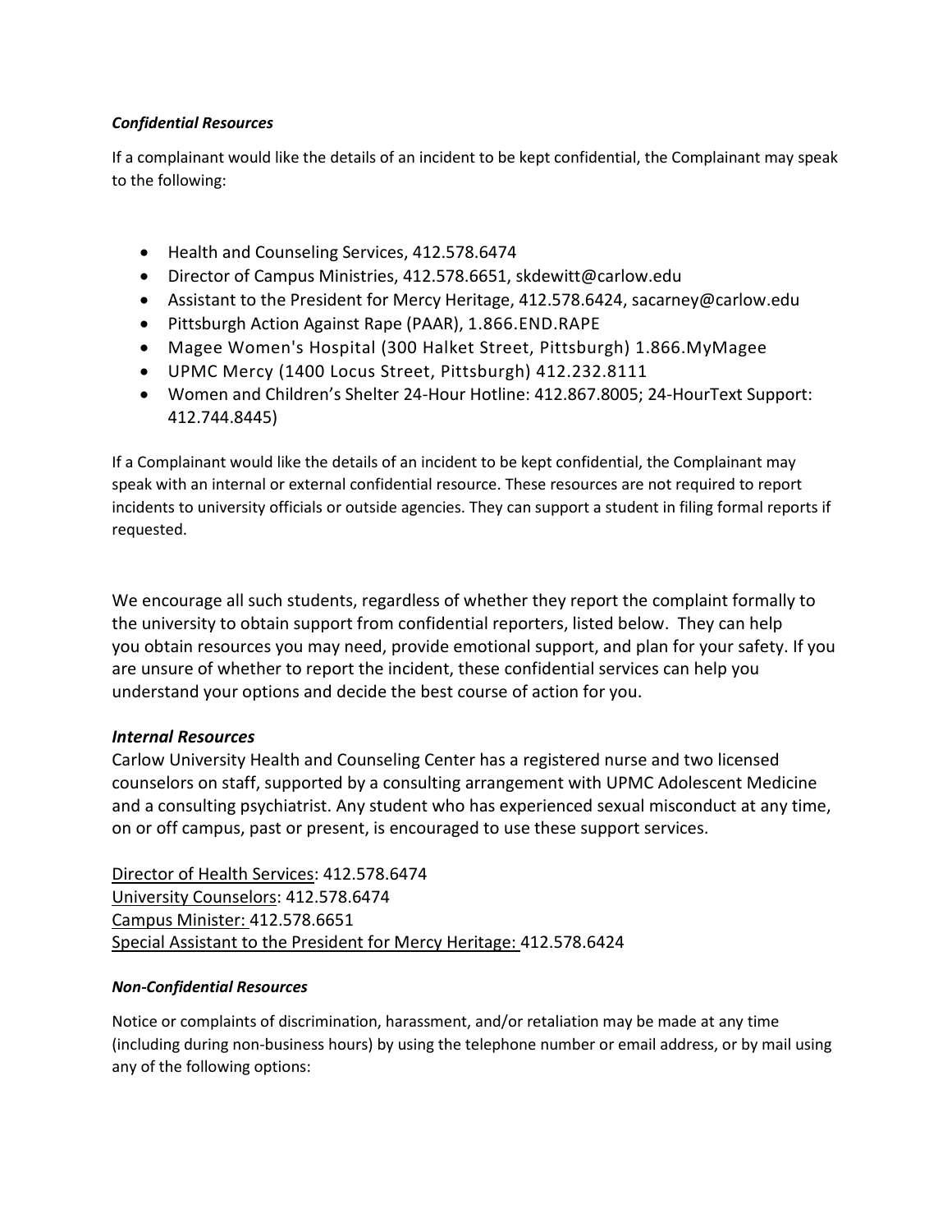***Confidential Resources***

If a complainant would like the details of an incident to be kept confidential, the Complainant may speak to the following:

- Health and Counseling Services, 412.578.6474
- Director of Campus Ministries, 412.578.6651, skdewitt@carlow.edu
- Assistant to the President for Mercy Heritage, 412.578.6424, sacarney@carlow.edu
- Pittsburgh Action Against Rape (PAAR), 1.866.END.RAPE
- Magee Women's Hospital (300 Halket Street, Pittsburgh) 1.866.MyMagee
- UPMC Mercy (1400 Locus Street, Pittsburgh) 412.232.8111
- Women and Children's Shelter 24-Hour Hotline: 412.867.8005; 24-HourText Support: 412.744.8445)

If a Complainant would like the details of an incident to be kept confidential, the Complainant may speak with an internal or external confidential resource. These resources are not required to report incidents to university officials or outside agencies. They can support a student in filing formal reports if requested.

We encourage all such students, regardless of whether they report the complaint formally to the university to obtain support from confidential reporters, listed below. They can help you obtain resources you may need, provide emotional support, and plan for your safety. If you are unsure of whether to report the incident, these confidential services can help you understand your options and decide the best course of action for you.

***Internal Resources***

Carlow University Health and Counseling Center has a registered nurse and two licensed counselors on staff, supported by a consulting arrangement with UPMC Adolescent Medicine and a consulting psychiatrist. Any student who has experienced sexual misconduct at any time, on or off campus, past or present, is encouraged to use these support services.

Director of Health Services: 412.578.6474
University Counselors: 412.578.6474
Campus Minister: 412.578.6651
Special Assistant to the President for Mercy Heritage: 412.578.6424

***Non-Confidential Resources***

Notice or complaints of discrimination, harassment, and/or retaliation may be made at any time (including during non-business hours) by using the telephone number or email address, or by mail using any of the following options: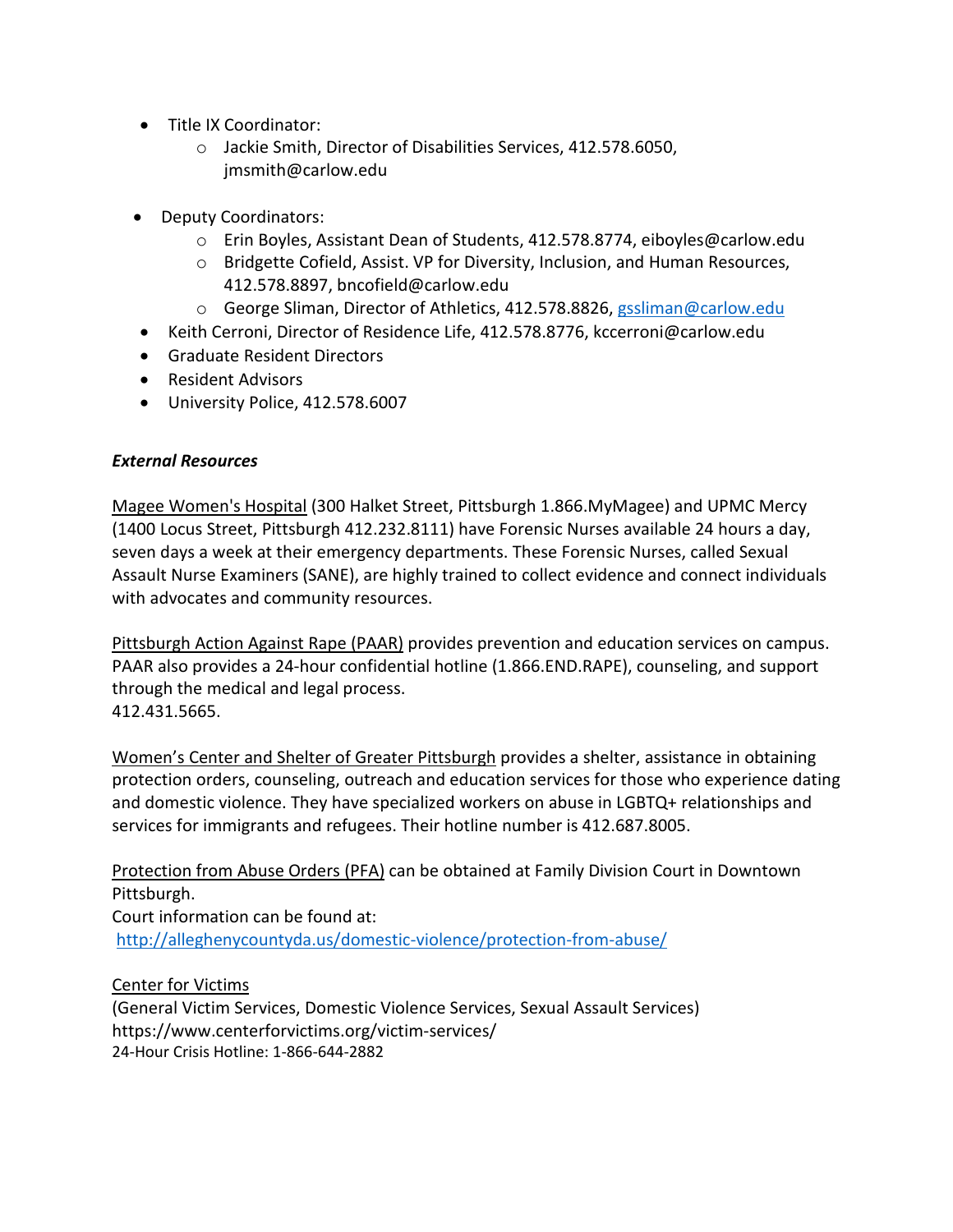- Title IX Coordinator:
  - Jackie Smith, Director of Disabilities Services, 412.578.6050, jmsmith@carlow.edu

- Deputy Coordinators:
  - Erin Boyles, Assistant Dean of Students, 412.578.8774, eiboyles@carlow.edu
  - Bridgette Cofield, Assist. VP for Diversity, Inclusion, and Human Resources, 412.578.8897, bncofield@carlow.edu
  - George Sliman, Director of Athletics, 412.578.8826, gssliman@carlow.edu
- Keith Cerroni, Director of Residence Life, 412.578.8776, kccerroni@carlow.edu
- Graduate Resident Directors
- Resident Advisors
- University Police, 412.578.6007

***External Resources***

Magee Women's Hospital (300 Halket Street, Pittsburgh 1.866.MyMagee) and UPMC Mercy (1400 Locus Street, Pittsburgh 412.232.8111) have Forensic Nurses available 24 hours a day, seven days a week at their emergency departments. These Forensic Nurses, called Sexual Assault Nurse Examiners (SANE), are highly trained to collect evidence and connect individuals with advocates and community resources.

Pittsburgh Action Against Rape (PAAR) provides prevention and education services on campus. PAAR also provides a 24-hour confidential hotline (1.866.END.RAPE), counseling, and support through the medical and legal process.
412.431.5665.

Women's Center and Shelter of Greater Pittsburgh provides a shelter, assistance in obtaining protection orders, counseling, outreach and education services for those who experience dating and domestic violence. They have specialized workers on abuse in LGBTQ+ relationships and services for immigrants and refugees. Their hotline number is 412.687.8005.

Protection from Abuse Orders (PFA) can be obtained at Family Division Court in Downtown Pittsburgh.
Court information can be found at:
http://alleghenycountyda.us/domestic-violence/protection-from-abuse/

Center for Victims
(General Victim Services, Domestic Violence Services, Sexual Assault Services)
https://www.centerforvictims.org/victim-services/
24-Hour Crisis Hotline: 1-866-644-2882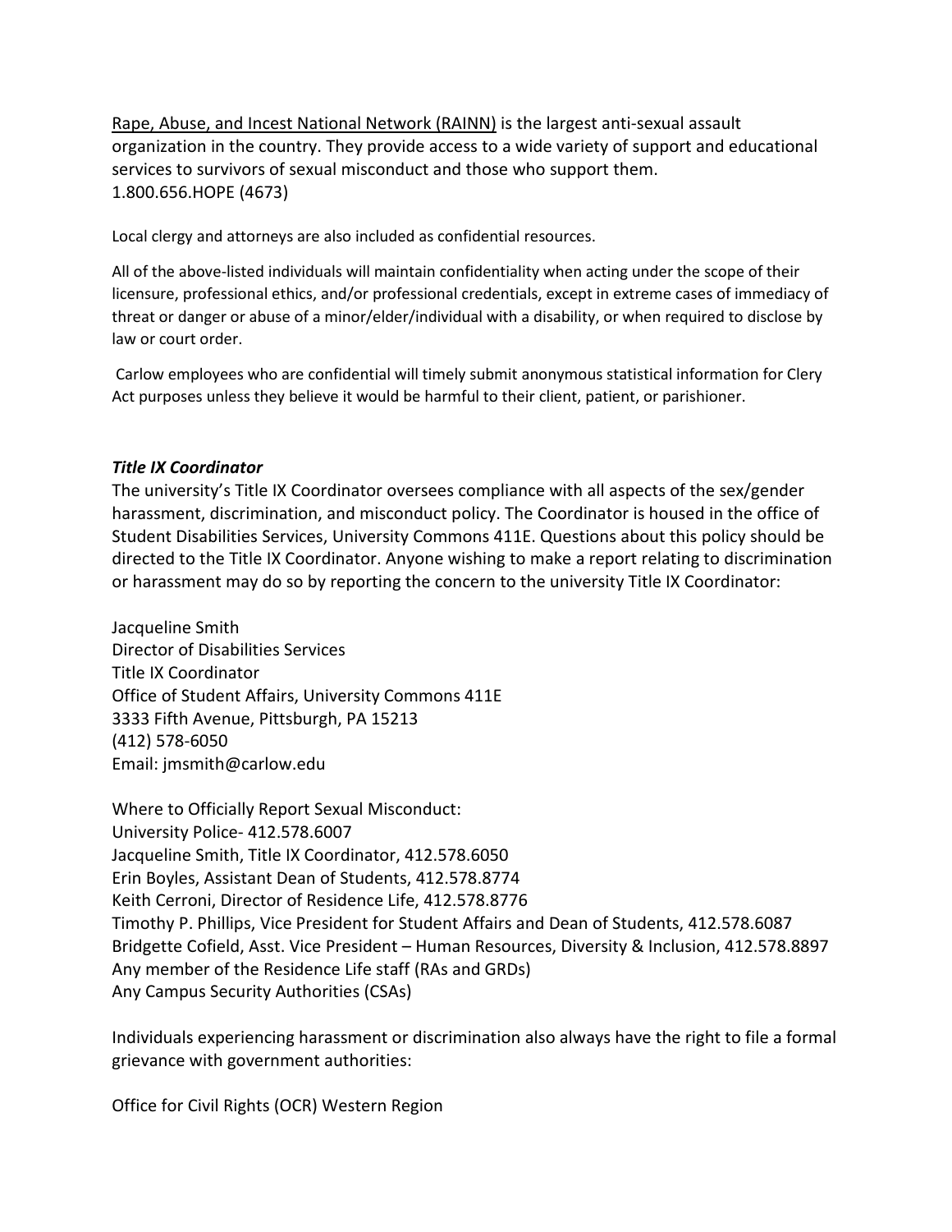Rape, Abuse, and Incest National Network (RAINN) is the largest anti-sexual assault organization in the country. They provide access to a wide variety of support and educational services to survivors of sexual misconduct and those who support them.
1.800.656.HOPE (4673)

Local clergy and attorneys are also included as confidential resources.

All of the above-listed individuals will maintain confidentiality when acting under the scope of their licensure, professional ethics, and/or professional credentials, except in extreme cases of immediacy of threat or danger or abuse of a minor/elder/individual with a disability, or when required to disclose by law or court order.

Carlow employees who are confidential will timely submit anonymous statistical information for Clery Act purposes unless they believe it would be harmful to their client, patient, or parishioner.

### ***Title IX Coordinator***

The university's Title IX Coordinator oversees compliance with all aspects of the sex/gender harassment, discrimination, and misconduct policy. The Coordinator is housed in the office of Student Disabilities Services, University Commons 411E. Questions about this policy should be directed to the Title IX Coordinator. Anyone wishing to make a report relating to discrimination or harassment may do so by reporting the concern to the university Title IX Coordinator:

Jacqueline Smith
Director of Disabilities Services
Title IX Coordinator
Office of Student Affairs, University Commons 411E
3333 Fifth Avenue, Pittsburgh, PA 15213
(412) 578-6050
Email: jmsmith@carlow.edu

Where to Officially Report Sexual Misconduct:
University Police- 412.578.6007
Jacqueline Smith, Title IX Coordinator, 412.578.6050
Erin Boyles, Assistant Dean of Students, 412.578.8774
Keith Cerroni, Director of Residence Life, 412.578.8776
Timothy P. Phillips, Vice President for Student Affairs and Dean of Students, 412.578.6087
Bridgette Cofield, Asst. Vice President – Human Resources, Diversity & Inclusion, 412.578.8897
Any member of the Residence Life staff (RAs and GRDs)
Any Campus Security Authorities (CSAs)

Individuals experiencing harassment or discrimination also always have the right to file a formal grievance with government authorities:

Office for Civil Rights (OCR) Western Region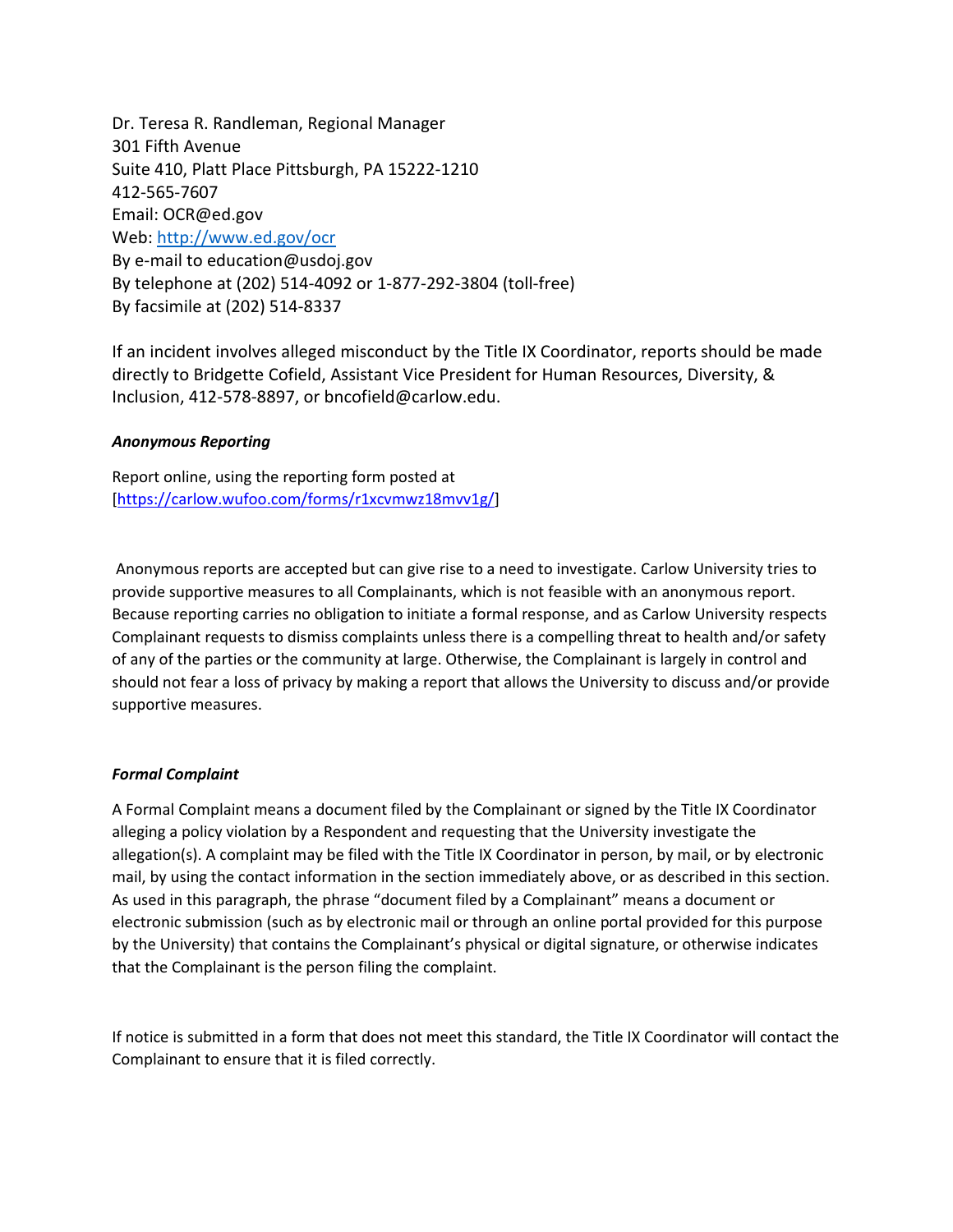Dr. Teresa R. Randleman, Regional Manager
301 Fifth Avenue
Suite 410, Platt Place Pittsburgh, PA 15222-1210
412-565-7607
Email: OCR@ed.gov
Web: http://www.ed.gov/ocr
By e-mail to education@usdoj.gov
By telephone at (202) 514-4092 or 1-877-292-3804 (toll-free)
By facsimile at (202) 514-8337

If an incident involves alleged misconduct by the Title IX Coordinator, reports should be made directly to Bridgette Cofield, Assistant Vice President for Human Resources, Diversity, & Inclusion, 412-578-8897, or bncofield@carlow.edu.

***Anonymous Reporting***

Report online, using the reporting form posted at [https://carlow.wufoo.com/forms/r1xcvmwz18mvv1g/]

Anonymous reports are accepted but can give rise to a need to investigate. Carlow University tries to provide supportive measures to all Complainants, which is not feasible with an anonymous report. Because reporting carries no obligation to initiate a formal response, and as Carlow University respects Complainant requests to dismiss complaints unless there is a compelling threat to health and/or safety of any of the parties or the community at large. Otherwise, the Complainant is largely in control and should not fear a loss of privacy by making a report that allows the University to discuss and/or provide supportive measures.

***Formal Complaint***

A Formal Complaint means a document filed by the Complainant or signed by the Title IX Coordinator alleging a policy violation by a Respondent and requesting that the University investigate the allegation(s). A complaint may be filed with the Title IX Coordinator in person, by mail, or by electronic mail, by using the contact information in the section immediately above, or as described in this section. As used in this paragraph, the phrase "document filed by a Complainant" means a document or electronic submission (such as by electronic mail or through an online portal provided for this purpose by the University) that contains the Complainant's physical or digital signature, or otherwise indicates that the Complainant is the person filing the complaint.

If notice is submitted in a form that does not meet this standard, the Title IX Coordinator will contact the Complainant to ensure that it is filed correctly.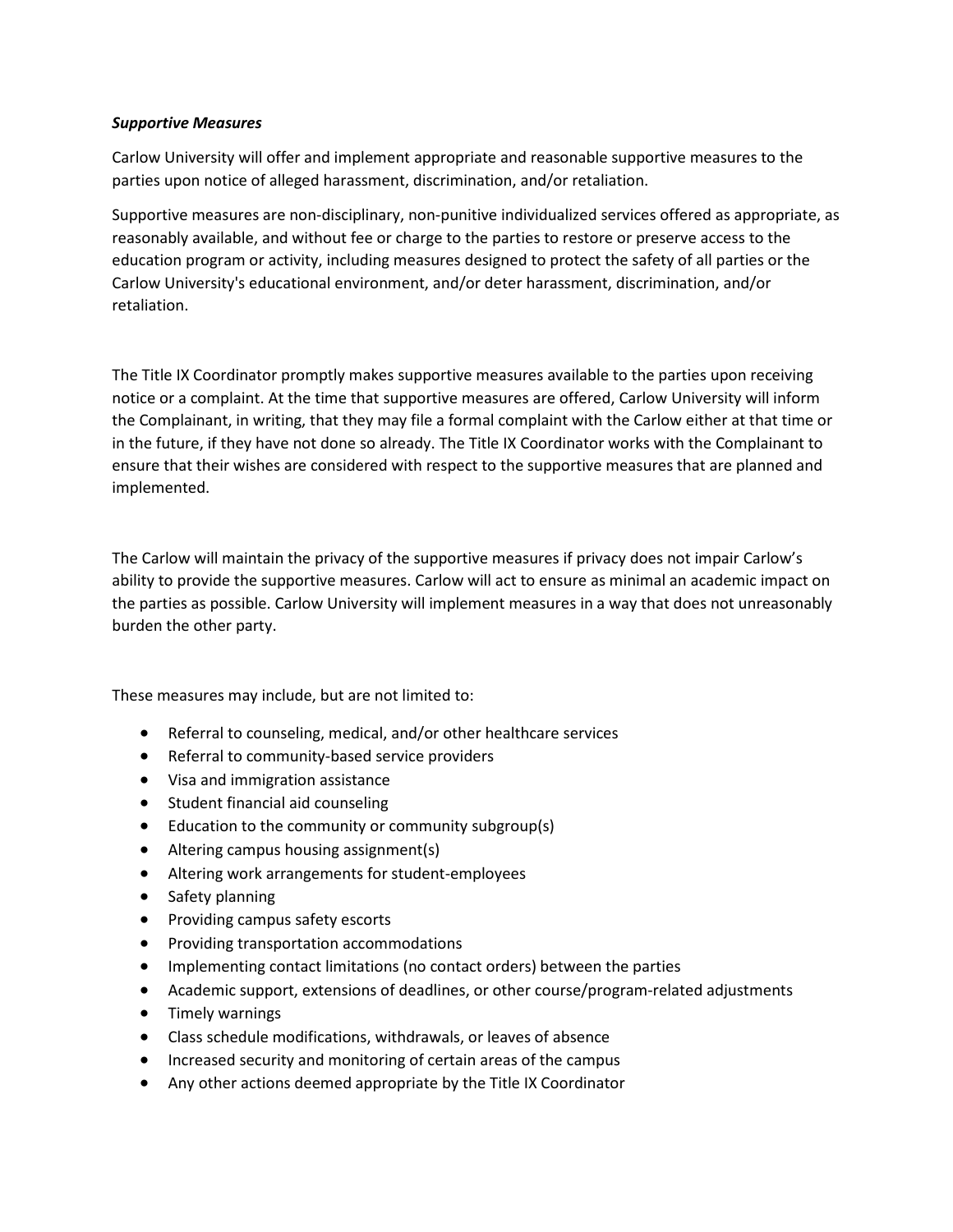***Supportive Measures***

Carlow University will offer and implement appropriate and reasonable supportive measures to the parties upon notice of alleged harassment, discrimination, and/or retaliation.

Supportive measures are non-disciplinary, non-punitive individualized services offered as appropriate, as reasonably available, and without fee or charge to the parties to restore or preserve access to the education program or activity, including measures designed to protect the safety of all parties or the Carlow University's educational environment, and/or deter harassment, discrimination, and/or retaliation.

The Title IX Coordinator promptly makes supportive measures available to the parties upon receiving notice or a complaint. At the time that supportive measures are offered, Carlow University will inform the Complainant, in writing, that they may file a formal complaint with the Carlow either at that time or in the future, if they have not done so already. The Title IX Coordinator works with the Complainant to ensure that their wishes are considered with respect to the supportive measures that are planned and implemented.

The Carlow will maintain the privacy of the supportive measures if privacy does not impair Carlow's ability to provide the supportive measures. Carlow will act to ensure as minimal an academic impact on the parties as possible. Carlow University will implement measures in a way that does not unreasonably burden the other party.

These measures may include, but are not limited to:

- Referral to counseling, medical, and/or other healthcare services
- Referral to community-based service providers
- Visa and immigration assistance
- Student financial aid counseling
- Education to the community or community subgroup(s)
- Altering campus housing assignment(s)
- Altering work arrangements for student-employees
- Safety planning
- Providing campus safety escorts
- Providing transportation accommodations
- Implementing contact limitations (no contact orders) between the parties
- Academic support, extensions of deadlines, or other course/program-related adjustments
- Timely warnings
- Class schedule modifications, withdrawals, or leaves of absence
- Increased security and monitoring of certain areas of the campus
- Any other actions deemed appropriate by the Title IX Coordinator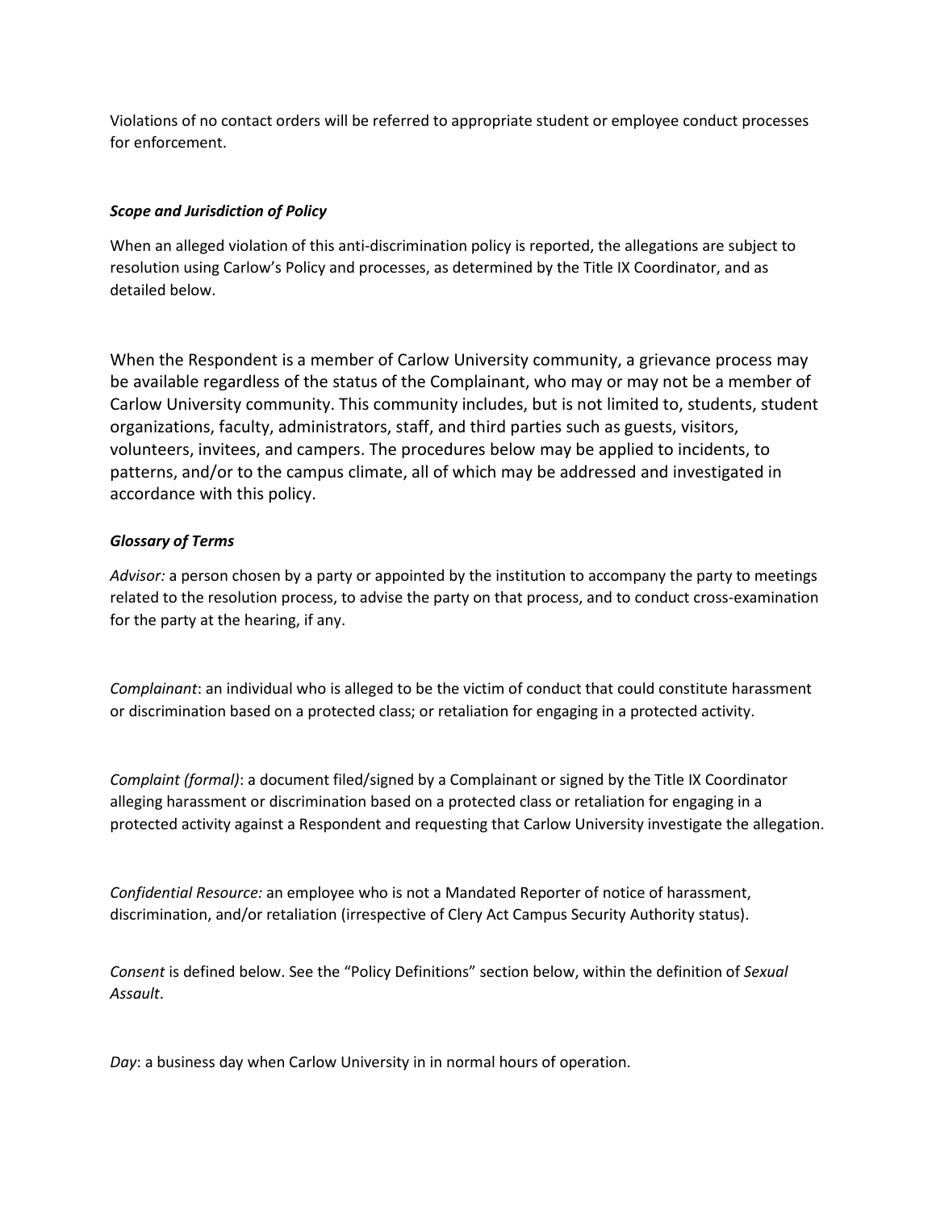Violations of no contact orders will be referred to appropriate student or employee conduct processes for enforcement.

***Scope and Jurisdiction of Policy***

When an alleged violation of this anti-discrimination policy is reported, the allegations are subject to resolution using Carlow's Policy and processes, as determined by the Title IX Coordinator, and as detailed below.

When the Respondent is a member of Carlow University community, a grievance process may be available regardless of the status of the Complainant, who may or may not be a member of Carlow University community. This community includes, but is not limited to, students, student organizations, faculty, administrators, staff, and third parties such as guests, visitors, volunteers, invitees, and campers. The procedures below may be applied to incidents, to patterns, and/or to the campus climate, all of which may be addressed and investigated in accordance with this policy.

***Glossary of Terms***

*Advisor:* a person chosen by a party or appointed by the institution to accompany the party to meetings related to the resolution process, to advise the party on that process, and to conduct cross-examination for the party at the hearing, if any.

*Complainant*: an individual who is alleged to be the victim of conduct that could constitute harassment or discrimination based on a protected class; or retaliation for engaging in a protected activity.

*Complaint (formal)*: a document filed/signed by a Complainant or signed by the Title IX Coordinator alleging harassment or discrimination based on a protected class or retaliation for engaging in a protected activity against a Respondent and requesting that Carlow University investigate the allegation.

*Confidential Resource:* an employee who is not a Mandated Reporter of notice of harassment, discrimination, and/or retaliation (irrespective of Clery Act Campus Security Authority status).

*Consent* is defined below. See the "Policy Definitions" section below, within the definition of *Sexual Assault*.

*Day*: a business day when Carlow University in in normal hours of operation.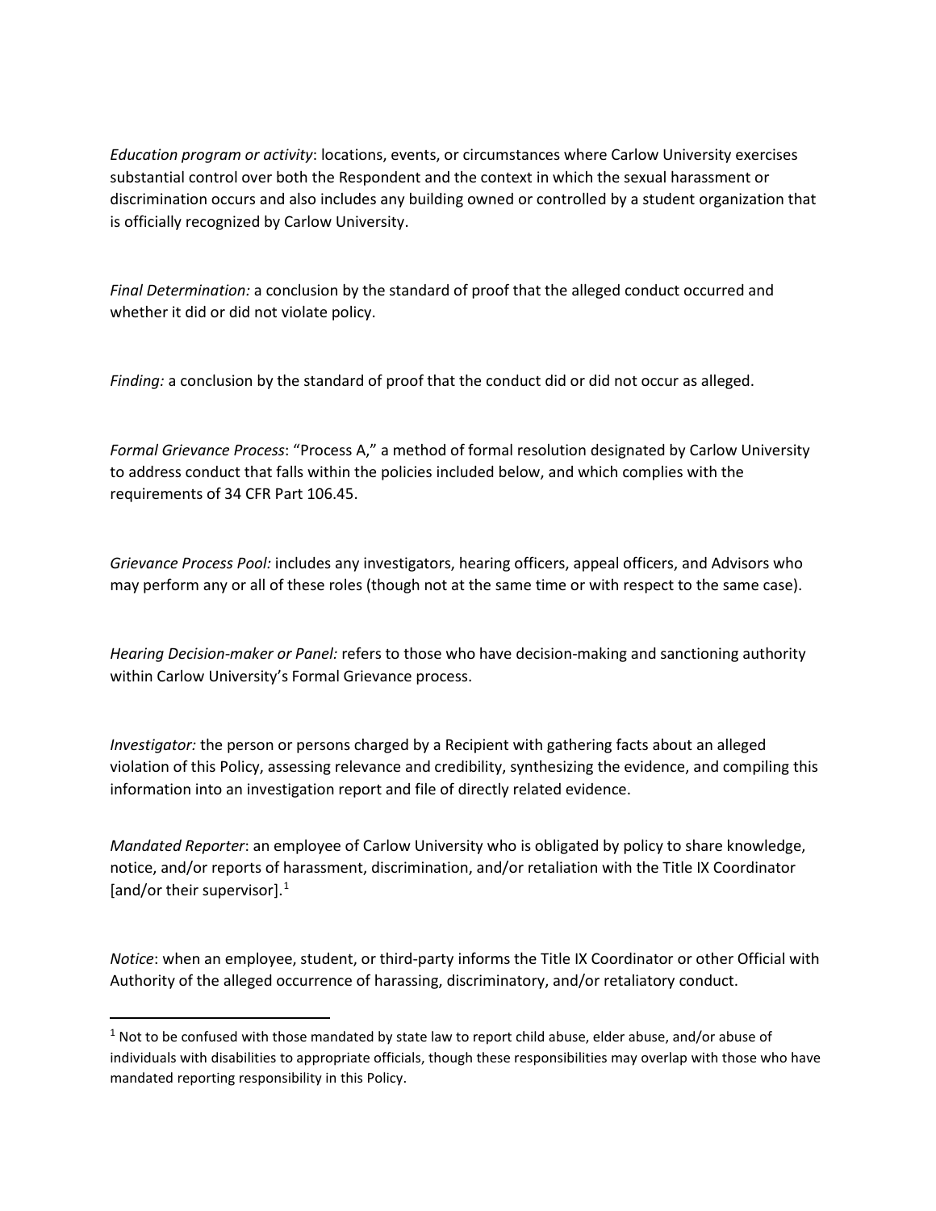*Education program or activity*: locations, events, or circumstances where Carlow University exercises substantial control over both the Respondent and the context in which the sexual harassment or discrimination occurs and also includes any building owned or controlled by a student organization that is officially recognized by Carlow University.

*Final Determination:* a conclusion by the standard of proof that the alleged conduct occurred and whether it did or did not violate policy.

*Finding:* a conclusion by the standard of proof that the conduct did or did not occur as alleged.

*Formal Grievance Process*: "Process A," a method of formal resolution designated by Carlow University to address conduct that falls within the policies included below, and which complies with the requirements of 34 CFR Part 106.45.

*Grievance Process Pool:* includes any investigators, hearing officers, appeal officers, and Advisors who may perform any or all of these roles (though not at the same time or with respect to the same case).

*Hearing Decision-maker or Panel:* refers to those who have decision-making and sanctioning authority within Carlow University's Formal Grievance process.

*Investigator:* the person or persons charged by a Recipient with gathering facts about an alleged violation of this Policy, assessing relevance and credibility, synthesizing the evidence, and compiling this information into an investigation report and file of directly related evidence.

*Mandated Reporter*: an employee of Carlow University who is obligated by policy to share knowledge, notice, and/or reports of harassment, discrimination, and/or retaliation with the Title IX Coordinator [and/or their supervisor].[1]

*Notice*: when an employee, student, or third-party informs the Title IX Coordinator or other Official with Authority of the alleged occurrence of harassing, discriminatory, and/or retaliatory conduct.

---

[1] Not to be confused with those mandated by state law to report child abuse, elder abuse, and/or abuse of individuals with disabilities to appropriate officials, though these responsibilities may overlap with those who have mandated reporting responsibility in this Policy.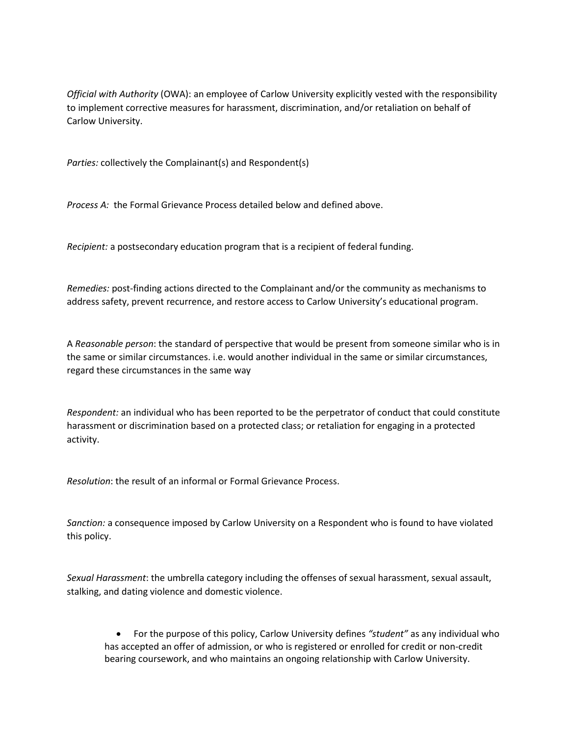*Official with Authority* (OWA): an employee of Carlow University explicitly vested with the responsibility to implement corrective measures for harassment, discrimination, and/or retaliation on behalf of Carlow University.

*Parties:* collectively the Complainant(s) and Respondent(s)

*Process A:* the Formal Grievance Process detailed below and defined above.

*Recipient:* a postsecondary education program that is a recipient of federal funding.

*Remedies:* post-finding actions directed to the Complainant and/or the community as mechanisms to address safety, prevent recurrence, and restore access to Carlow University's educational program.

A *Reasonable person*: the standard of perspective that would be present from someone similar who is in the same or similar circumstances. i.e. would another individual in the same or similar circumstances, regard these circumstances in the same way

*Respondent:* an individual who has been reported to be the perpetrator of conduct that could constitute harassment or discrimination based on a protected class; or retaliation for engaging in a protected activity.

*Resolution*: the result of an informal or Formal Grievance Process.

*Sanction:* a consequence imposed by Carlow University on a Respondent who is found to have violated this policy.

*Sexual Harassment*: the umbrella category including the offenses of sexual harassment, sexual assault, stalking, and dating violence and domestic violence.

- For the purpose of this policy, Carlow University defines *"student"* as any individual who has accepted an offer of admission, or who is registered or enrolled for credit or non-credit bearing coursework, and who maintains an ongoing relationship with Carlow University.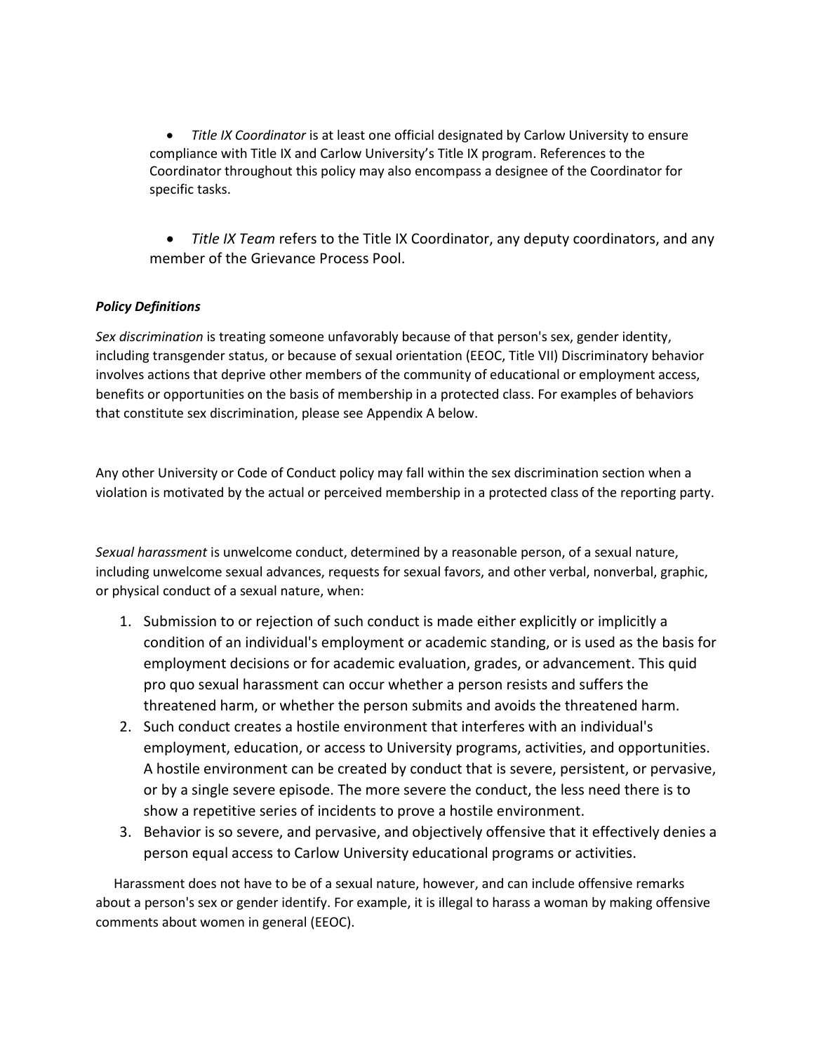- *Title IX Coordinator* is at least one official designated by Carlow University to ensure compliance with Title IX and Carlow University's Title IX program. References to the Coordinator throughout this policy may also encompass a designee of the Coordinator for specific tasks.

- *Title IX Team* refers to the Title IX Coordinator, any deputy coordinators, and any member of the Grievance Process Pool.

***Policy Definitions***

*Sex discrimination* is treating someone unfavorably because of that person's sex, gender identity, including transgender status, or because of sexual orientation (EEOC, Title VII) Discriminatory behavior involves actions that deprive other members of the community of educational or employment access, benefits or opportunities on the basis of membership in a protected class. For examples of behaviors that constitute sex discrimination, please see Appendix A below.

Any other University or Code of Conduct policy may fall within the sex discrimination section when a violation is motivated by the actual or perceived membership in a protected class of the reporting party.

*Sexual harassment* is unwelcome conduct, determined by a reasonable person, of a sexual nature, including unwelcome sexual advances, requests for sexual favors, and other verbal, nonverbal, graphic, or physical conduct of a sexual nature, when:

1. Submission to or rejection of such conduct is made either explicitly or implicitly a condition of an individual's employment or academic standing, or is used as the basis for employment decisions or for academic evaluation, grades, or advancement. This quid pro quo sexual harassment can occur whether a person resists and suffers the threatened harm, or whether the person submits and avoids the threatened harm.
2. Such conduct creates a hostile environment that interferes with an individual's employment, education, or access to University programs, activities, and opportunities. A hostile environment can be created by conduct that is severe, persistent, or pervasive, or by a single severe episode. The more severe the conduct, the less need there is to show a repetitive series of incidents to prove a hostile environment.
3. Behavior is so severe, and pervasive, and objectively offensive that it effectively denies a person equal access to Carlow University educational programs or activities.

Harassment does not have to be of a sexual nature, however, and can include offensive remarks about a person's sex or gender identify. For example, it is illegal to harass a woman by making offensive comments about women in general (EEOC).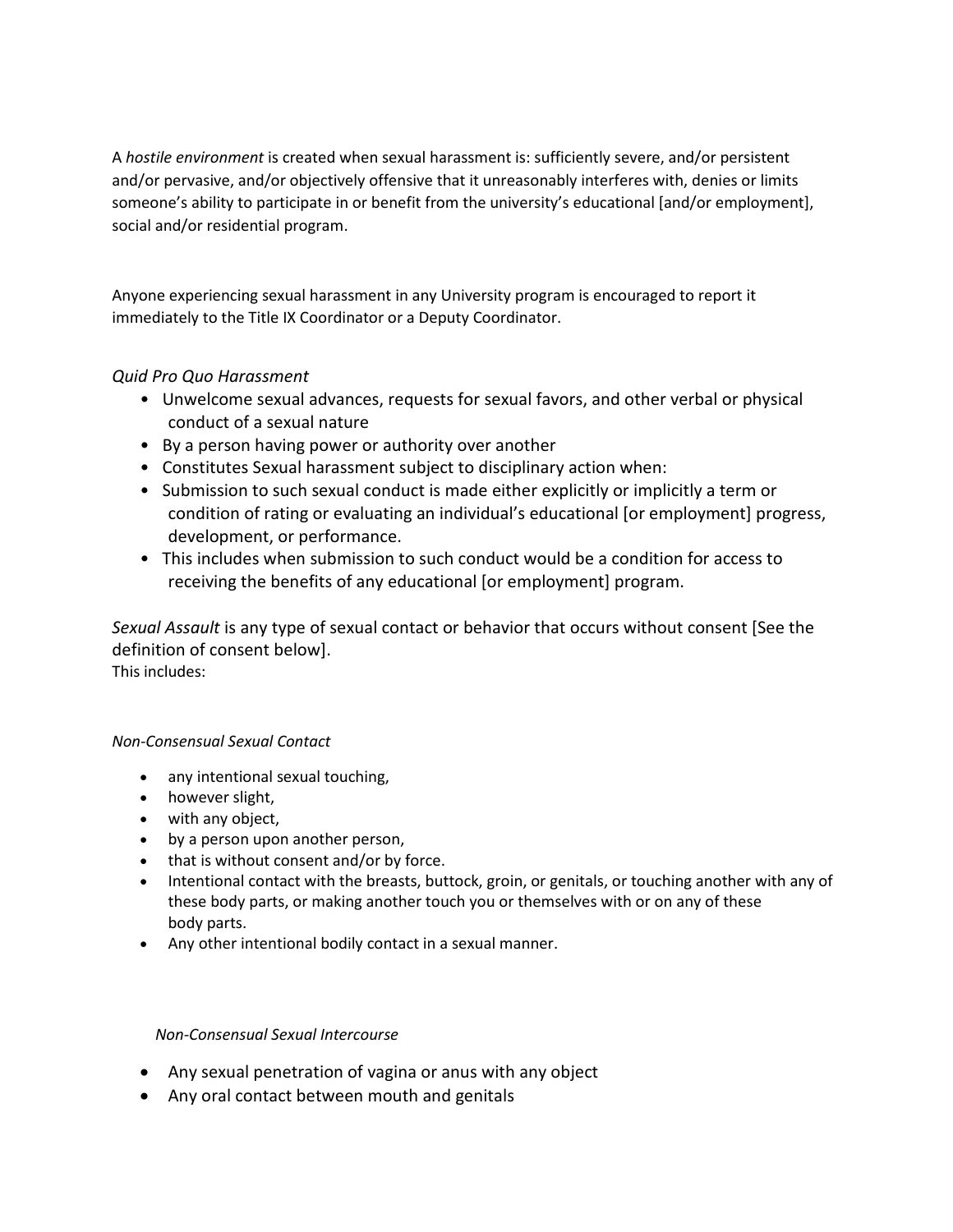A *hostile environment* is created when sexual harassment is: sufficiently severe, and/or persistent and/or pervasive, and/or objectively offensive that it unreasonably interferes with, denies or limits someone's ability to participate in or benefit from the university's educational [and/or employment], social and/or residential program.

Anyone experiencing sexual harassment in any University program is encouraged to report it immediately to the Title IX Coordinator or a Deputy Coordinator.

*Quid Pro Quo Harassment*

- Unwelcome sexual advances, requests for sexual favors, and other verbal or physical conduct of a sexual nature
- By a person having power or authority over another
- Constitutes Sexual harassment subject to disciplinary action when:
- Submission to such sexual conduct is made either explicitly or implicitly a term or condition of rating or evaluating an individual's educational [or employment] progress, development, or performance.
- This includes when submission to such conduct would be a condition for access to receiving the benefits of any educational [or employment] program.

*Sexual Assault* is any type of sexual contact or behavior that occurs without consent [See the definition of consent below].
This includes:

*Non-Consensual Sexual Contact*

- any intentional sexual touching,
- however slight,
- with any object,
- by a person upon another person,
- that is without consent and/or by force.
- Intentional contact with the breasts, buttock, groin, or genitals, or touching another with any of these body parts, or making another touch you or themselves with or on any of these body parts.
- Any other intentional bodily contact in a sexual manner.

*Non-Consensual Sexual Intercourse*

- Any sexual penetration of vagina or anus with any object
- Any oral contact between mouth and genitals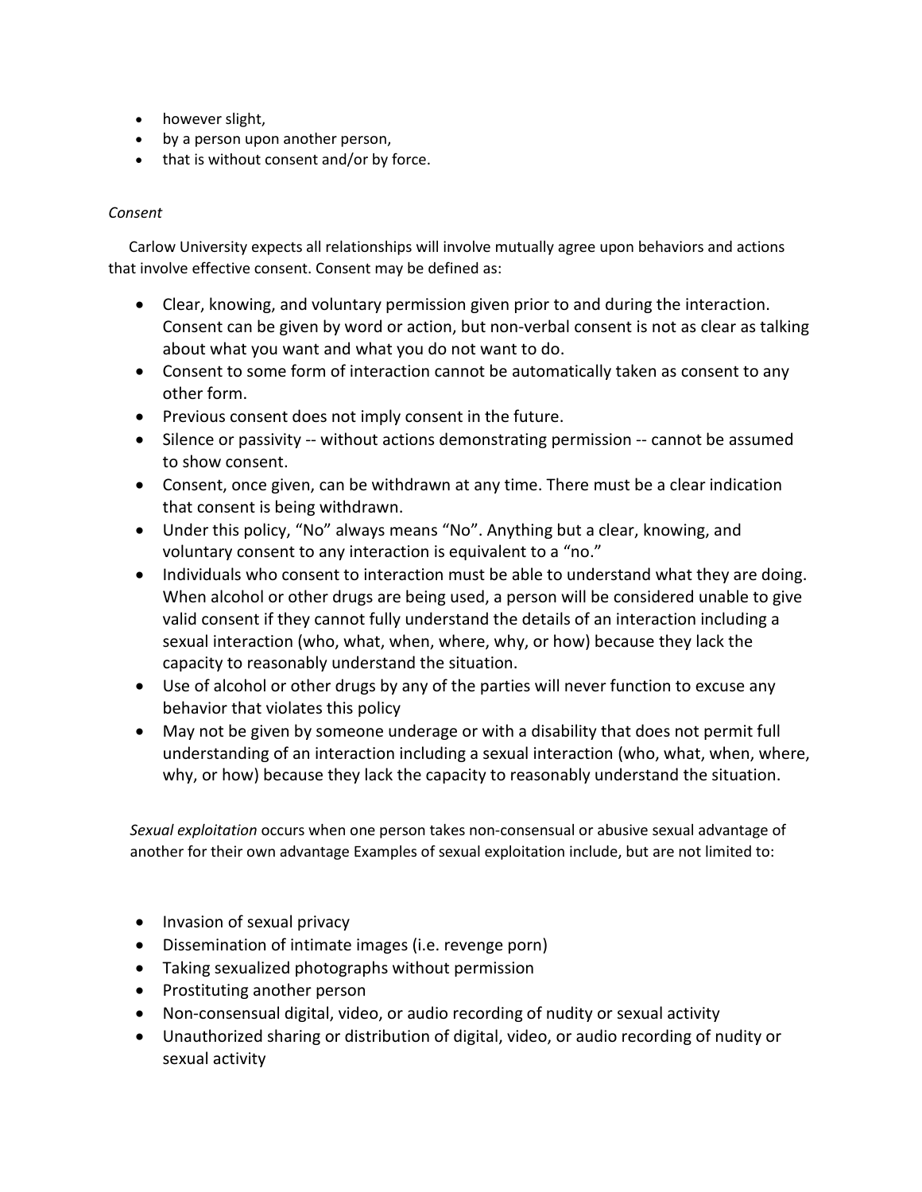- however slight,
- by a person upon another person,
- that is without consent and/or by force.

*Consent*

Carlow University expects all relationships will involve mutually agree upon behaviors and actions that involve effective consent. Consent may be defined as:

- Clear, knowing, and voluntary permission given prior to and during the interaction. Consent can be given by word or action, but non-verbal consent is not as clear as talking about what you want and what you do not want to do.
- Consent to some form of interaction cannot be automatically taken as consent to any other form.
- Previous consent does not imply consent in the future.
- Silence or passivity -- without actions demonstrating permission -- cannot be assumed to show consent.
- Consent, once given, can be withdrawn at any time. There must be a clear indication that consent is being withdrawn.
- Under this policy, "No" always means "No". Anything but a clear, knowing, and voluntary consent to any interaction is equivalent to a "no."
- Individuals who consent to interaction must be able to understand what they are doing. When alcohol or other drugs are being used, a person will be considered unable to give valid consent if they cannot fully understand the details of an interaction including a sexual interaction (who, what, when, where, why, or how) because they lack the capacity to reasonably understand the situation.
- Use of alcohol or other drugs by any of the parties will never function to excuse any behavior that violates this policy
- May not be given by someone underage or with a disability that does not permit full understanding of an interaction including a sexual interaction (who, what, when, where, why, or how) because they lack the capacity to reasonably understand the situation.

*Sexual exploitation* occurs when one person takes non-consensual or abusive sexual advantage of another for their own advantage Examples of sexual exploitation include, but are not limited to:

- Invasion of sexual privacy
- Dissemination of intimate images (i.e. revenge porn)
- Taking sexualized photographs without permission
- Prostituting another person
- Non-consensual digital, video, or audio recording of nudity or sexual activity
- Unauthorized sharing or distribution of digital, video, or audio recording of nudity or sexual activity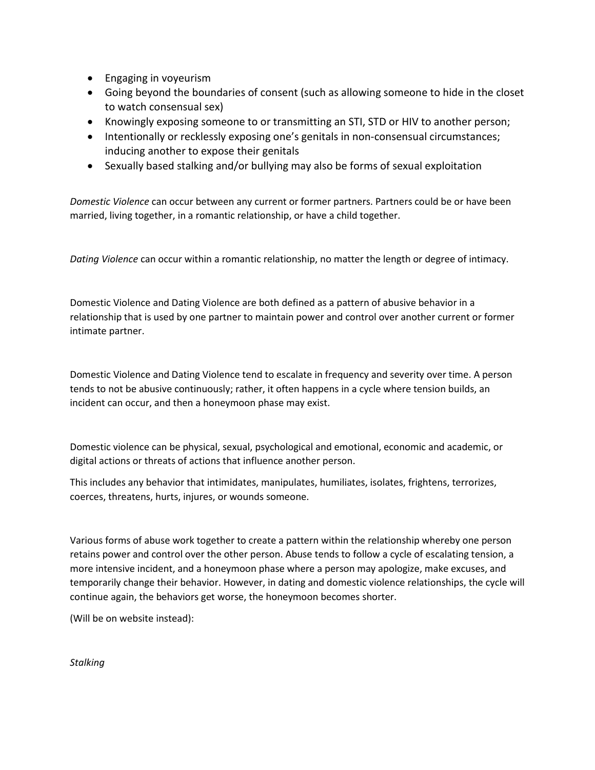- Engaging in voyeurism
- Going beyond the boundaries of consent (such as allowing someone to hide in the closet to watch consensual sex)
- Knowingly exposing someone to or transmitting an STI, STD or HIV to another person;
- Intentionally or recklessly exposing one's genitals in non-consensual circumstances; inducing another to expose their genitals
- Sexually based stalking and/or bullying may also be forms of sexual exploitation

*Domestic Violence* can occur between any current or former partners. Partners could be or have been married, living together, in a romantic relationship, or have a child together.

*Dating Violence* can occur within a romantic relationship, no matter the length or degree of intimacy.

Domestic Violence and Dating Violence are both defined as a pattern of abusive behavior in a relationship that is used by one partner to maintain power and control over another current or former intimate partner.

Domestic Violence and Dating Violence tend to escalate in frequency and severity over time. A person tends to not be abusive continuously; rather, it often happens in a cycle where tension builds, an incident can occur, and then a honeymoon phase may exist.

Domestic violence can be physical, sexual, psychological and emotional, economic and academic, or digital actions or threats of actions that influence another person.

This includes any behavior that intimidates, manipulates, humiliates, isolates, frightens, terrorizes, coerces, threatens, hurts, injures, or wounds someone.

Various forms of abuse work together to create a pattern within the relationship whereby one person retains power and control over the other person. Abuse tends to follow a cycle of escalating tension, a more intensive incident, and a honeymoon phase where a person may apologize, make excuses, and temporarily change their behavior. However, in dating and domestic violence relationships, the cycle will continue again, the behaviors get worse, the honeymoon becomes shorter.

(Will be on website instead):

*Stalking*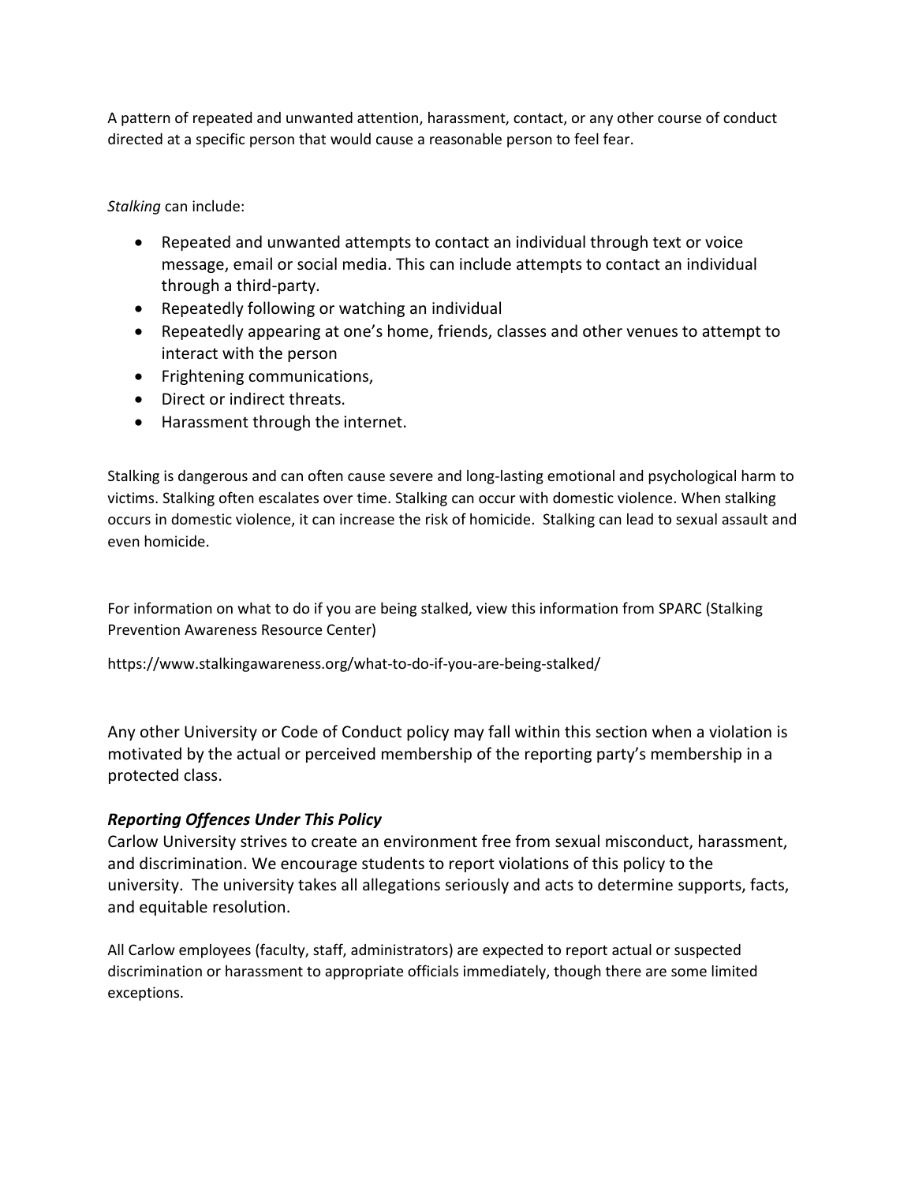A pattern of repeated and unwanted attention, harassment, contact, or any other course of conduct directed at a specific person that would cause a reasonable person to feel fear.

*Stalking* can include:

- Repeated and unwanted attempts to contact an individual through text or voice message, email or social media. This can include attempts to contact an individual through a third-party.
- Repeatedly following or watching an individual
- Repeatedly appearing at one's home, friends, classes and other venues to attempt to interact with the person
- Frightening communications,
- Direct or indirect threats.
- Harassment through the internet.

Stalking is dangerous and can often cause severe and long-lasting emotional and psychological harm to victims. Stalking often escalates over time. Stalking can occur with domestic violence. When stalking occurs in domestic violence, it can increase the risk of homicide. Stalking can lead to sexual assault and even homicide.

For information on what to do if you are being stalked, view this information from SPARC (Stalking Prevention Awareness Resource Center)

https://www.stalkingawareness.org/what-to-do-if-you-are-being-stalked/

Any other University or Code of Conduct policy may fall within this section when a violation is motivated by the actual or perceived membership of the reporting party's membership in a protected class.

### *Reporting Offences Under This Policy*

Carlow University strives to create an environment free from sexual misconduct, harassment, and discrimination. We encourage students to report violations of this policy to the university. The university takes all allegations seriously and acts to determine supports, facts, and equitable resolution.

All Carlow employees (faculty, staff, administrators) are expected to report actual or suspected discrimination or harassment to appropriate officials immediately, though there are some limited exceptions.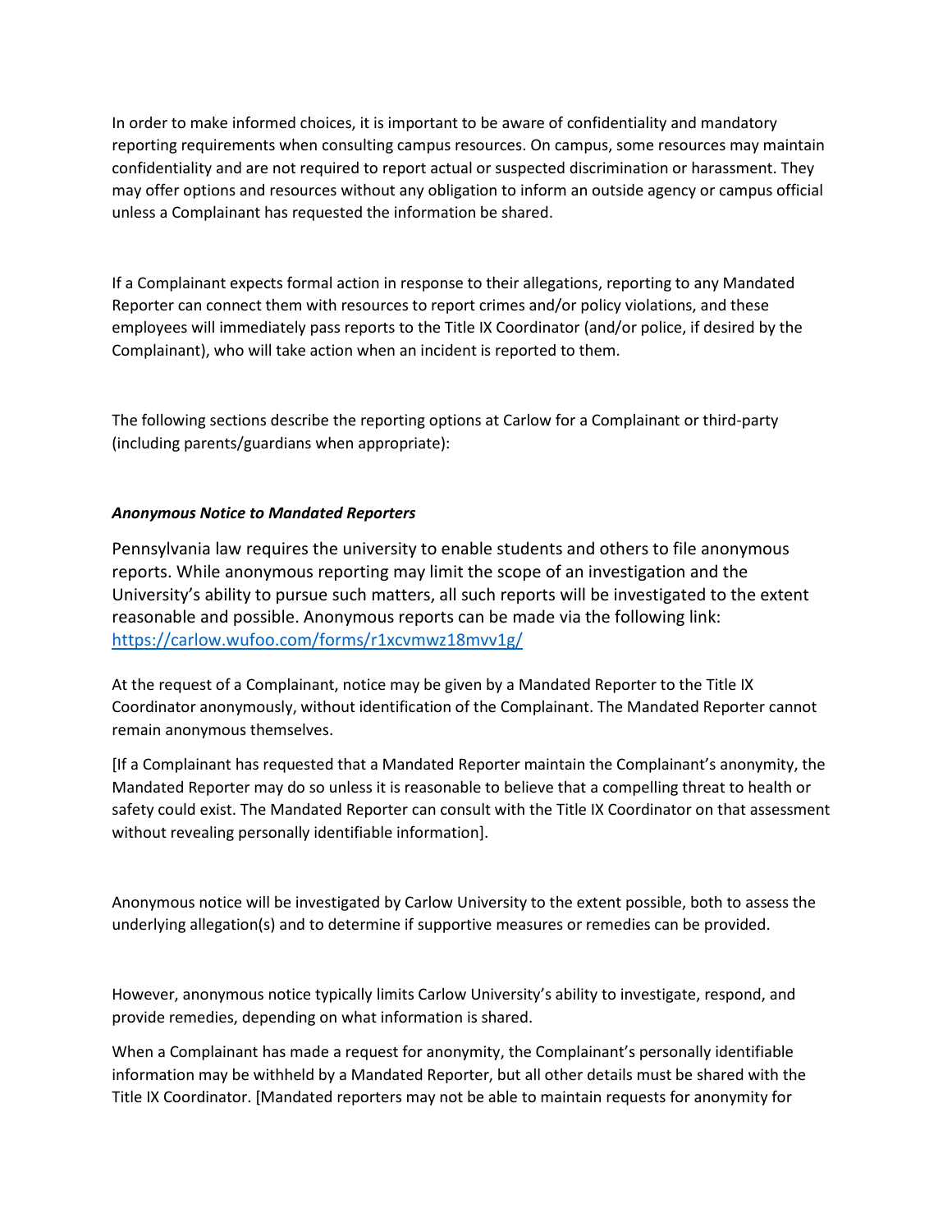In order to make informed choices, it is important to be aware of confidentiality and mandatory reporting requirements when consulting campus resources. On campus, some resources may maintain confidentiality and are not required to report actual or suspected discrimination or harassment. They may offer options and resources without any obligation to inform an outside agency or campus official unless a Complainant has requested the information be shared.

If a Complainant expects formal action in response to their allegations, reporting to any Mandated Reporter can connect them with resources to report crimes and/or policy violations, and these employees will immediately pass reports to the Title IX Coordinator (and/or police, if desired by the Complainant), who will take action when an incident is reported to them.

The following sections describe the reporting options at Carlow for a Complainant or third-party (including parents/guardians when appropriate):

***Anonymous Notice to Mandated Reporters***

Pennsylvania law requires the university to enable students and others to file anonymous reports. While anonymous reporting may limit the scope of an investigation and the University's ability to pursue such matters, all such reports will be investigated to the extent reasonable and possible. Anonymous reports can be made via the following link: https://carlow.wufoo.com/forms/r1xcvmwz18mvv1g/

At the request of a Complainant, notice may be given by a Mandated Reporter to the Title IX Coordinator anonymously, without identification of the Complainant. The Mandated Reporter cannot remain anonymous themselves.

[If a Complainant has requested that a Mandated Reporter maintain the Complainant's anonymity, the Mandated Reporter may do so unless it is reasonable to believe that a compelling threat to health or safety could exist. The Mandated Reporter can consult with the Title IX Coordinator on that assessment without revealing personally identifiable information].

Anonymous notice will be investigated by Carlow University to the extent possible, both to assess the underlying allegation(s) and to determine if supportive measures or remedies can be provided.

However, anonymous notice typically limits Carlow University's ability to investigate, respond, and provide remedies, depending on what information is shared.

When a Complainant has made a request for anonymity, the Complainant's personally identifiable information may be withheld by a Mandated Reporter, but all other details must be shared with the Title IX Coordinator. [Mandated reporters may not be able to maintain requests for anonymity for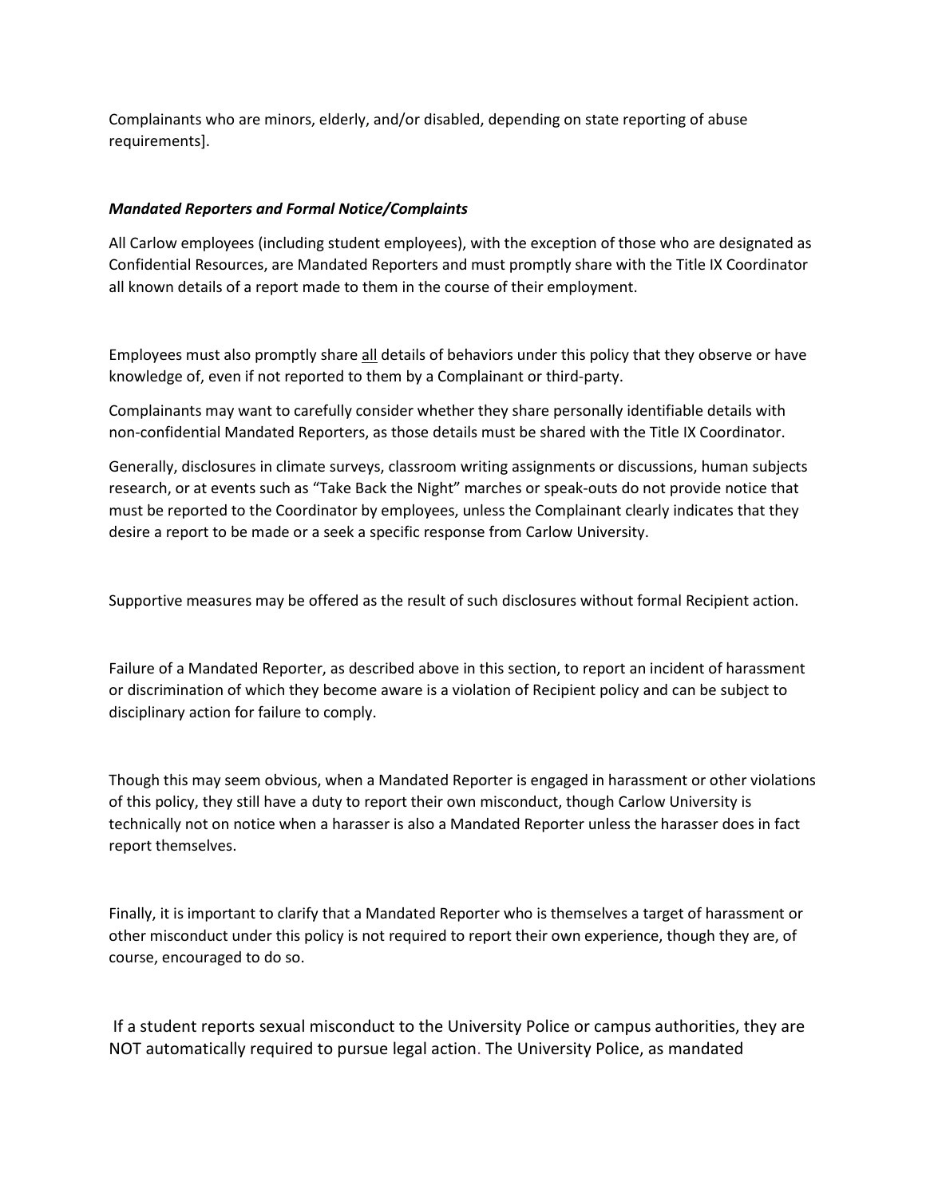Complainants who are minors, elderly, and/or disabled, depending on state reporting of abuse requirements].

***Mandated Reporters and Formal Notice/Complaints***

All Carlow employees (including student employees), with the exception of those who are designated as Confidential Resources, are Mandated Reporters and must promptly share with the Title IX Coordinator all known details of a report made to them in the course of their employment.

Employees must also promptly share <u>all</u> details of behaviors under this policy that they observe or have knowledge of, even if not reported to them by a Complainant or third-party.

Complainants may want to carefully consider whether they share personally identifiable details with non-confidential Mandated Reporters, as those details must be shared with the Title IX Coordinator.

Generally, disclosures in climate surveys, classroom writing assignments or discussions, human subjects research, or at events such as "Take Back the Night" marches or speak-outs do not provide notice that must be reported to the Coordinator by employees, unless the Complainant clearly indicates that they desire a report to be made or a seek a specific response from Carlow University.

Supportive measures may be offered as the result of such disclosures without formal Recipient action.

Failure of a Mandated Reporter, as described above in this section, to report an incident of harassment or discrimination of which they become aware is a violation of Recipient policy and can be subject to disciplinary action for failure to comply.

Though this may seem obvious, when a Mandated Reporter is engaged in harassment or other violations of this policy, they still have a duty to report their own misconduct, though Carlow University is technically not on notice when a harasser is also a Mandated Reporter unless the harasser does in fact report themselves.

Finally, it is important to clarify that a Mandated Reporter who is themselves a target of harassment or other misconduct under this policy is not required to report their own experience, though they are, of course, encouraged to do so.

If a student reports sexual misconduct to the University Police or campus authorities, they are NOT automatically required to pursue legal action. The University Police, as mandated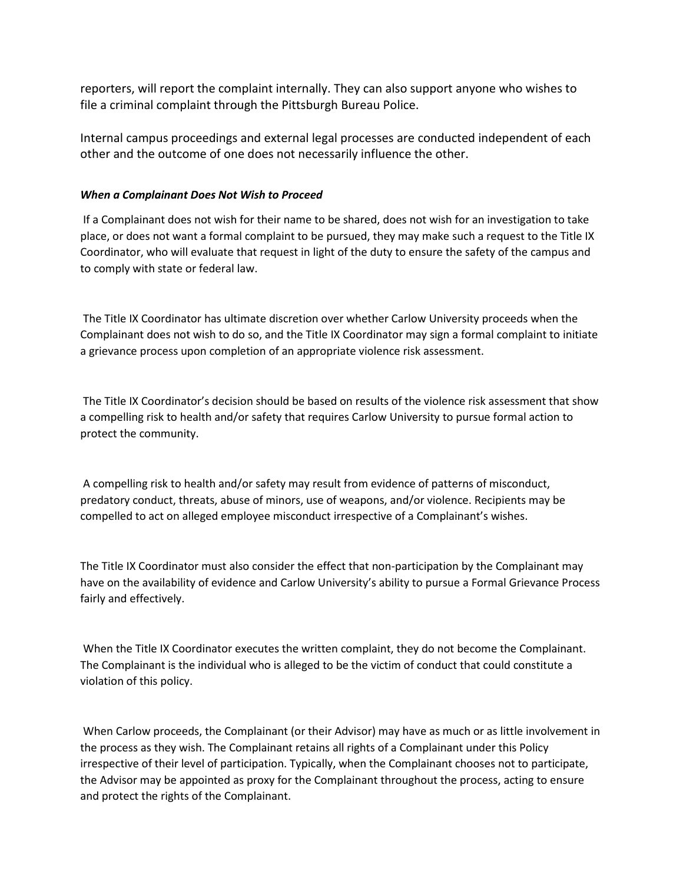reporters, will report the complaint internally. They can also support anyone who wishes to file a criminal complaint through the Pittsburgh Bureau Police.

Internal campus proceedings and external legal processes are conducted independent of each other and the outcome of one does not necessarily influence the other.

***When a Complainant Does Not Wish to Proceed***

If a Complainant does not wish for their name to be shared, does not wish for an investigation to take place, or does not want a formal complaint to be pursued, they may make such a request to the Title IX Coordinator, who will evaluate that request in light of the duty to ensure the safety of the campus and to comply with state or federal law.

The Title IX Coordinator has ultimate discretion over whether Carlow University proceeds when the Complainant does not wish to do so, and the Title IX Coordinator may sign a formal complaint to initiate a grievance process upon completion of an appropriate violence risk assessment.

The Title IX Coordinator's decision should be based on results of the violence risk assessment that show a compelling risk to health and/or safety that requires Carlow University to pursue formal action to protect the community.

A compelling risk to health and/or safety may result from evidence of patterns of misconduct, predatory conduct, threats, abuse of minors, use of weapons, and/or violence. Recipients may be compelled to act on alleged employee misconduct irrespective of a Complainant's wishes.

The Title IX Coordinator must also consider the effect that non-participation by the Complainant may have on the availability of evidence and Carlow University's ability to pursue a Formal Grievance Process fairly and effectively.

When the Title IX Coordinator executes the written complaint, they do not become the Complainant. The Complainant is the individual who is alleged to be the victim of conduct that could constitute a violation of this policy.

When Carlow proceeds, the Complainant (or their Advisor) may have as much or as little involvement in the process as they wish. The Complainant retains all rights of a Complainant under this Policy irrespective of their level of participation. Typically, when the Complainant chooses not to participate, the Advisor may be appointed as proxy for the Complainant throughout the process, acting to ensure and protect the rights of the Complainant.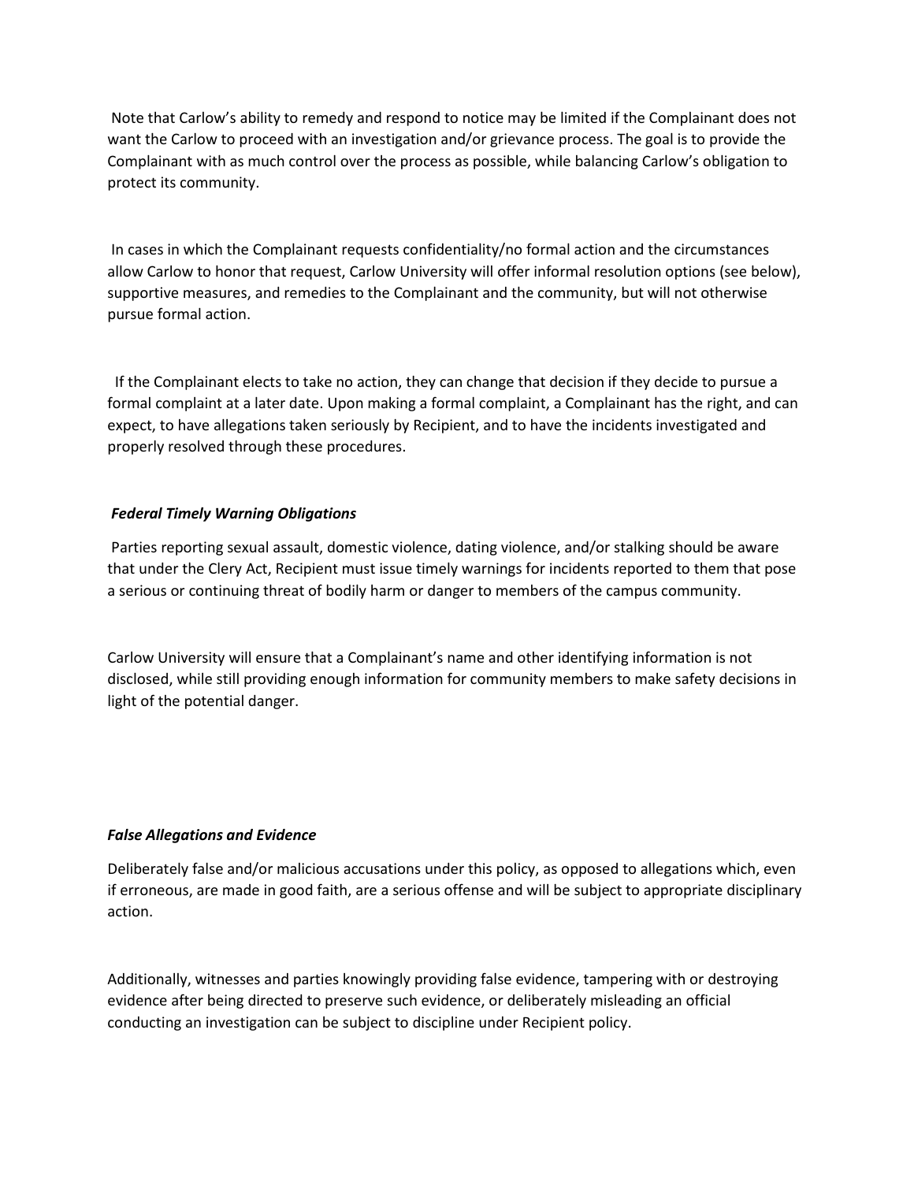Note that Carlow's ability to remedy and respond to notice may be limited if the Complainant does not want the Carlow to proceed with an investigation and/or grievance process. The goal is to provide the Complainant with as much control over the process as possible, while balancing Carlow's obligation to protect its community.

In cases in which the Complainant requests confidentiality/no formal action and the circumstances allow Carlow to honor that request, Carlow University will offer informal resolution options (see below), supportive measures, and remedies to the Complainant and the community, but will not otherwise pursue formal action.

If the Complainant elects to take no action, they can change that decision if they decide to pursue a formal complaint at a later date. Upon making a formal complaint, a Complainant has the right, and can expect, to have allegations taken seriously by Recipient, and to have the incidents investigated and properly resolved through these procedures.

***Federal Timely Warning Obligations***

Parties reporting sexual assault, domestic violence, dating violence, and/or stalking should be aware that under the Clery Act, Recipient must issue timely warnings for incidents reported to them that pose a serious or continuing threat of bodily harm or danger to members of the campus community.

Carlow University will ensure that a Complainant's name and other identifying information is not disclosed, while still providing enough information for community members to make safety decisions in light of the potential danger.

***False Allegations and Evidence***

Deliberately false and/or malicious accusations under this policy, as opposed to allegations which, even if erroneous, are made in good faith, are a serious offense and will be subject to appropriate disciplinary action.

Additionally, witnesses and parties knowingly providing false evidence, tampering with or destroying evidence after being directed to preserve such evidence, or deliberately misleading an official conducting an investigation can be subject to discipline under Recipient policy.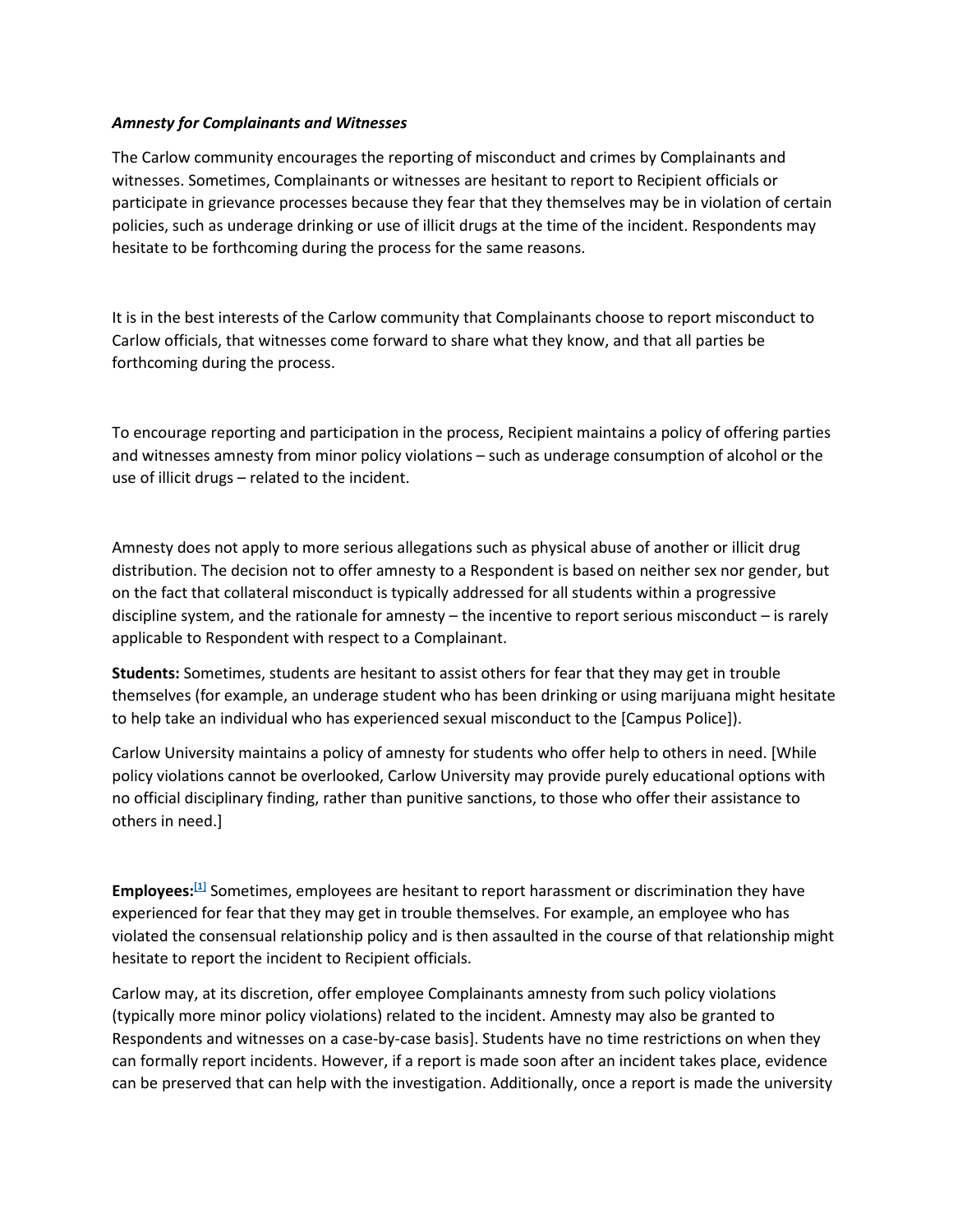***Amnesty for Complainants and Witnesses***

The Carlow community encourages the reporting of misconduct and crimes by Complainants and witnesses. Sometimes, Complainants or witnesses are hesitant to report to Recipient officials or participate in grievance processes because they fear that they themselves may be in violation of certain policies, such as underage drinking or use of illicit drugs at the time of the incident. Respondents may hesitate to be forthcoming during the process for the same reasons.

It is in the best interests of the Carlow community that Complainants choose to report misconduct to Carlow officials, that witnesses come forward to share what they know, and that all parties be forthcoming during the process.

To encourage reporting and participation in the process, Recipient maintains a policy of offering parties and witnesses amnesty from minor policy violations – such as underage consumption of alcohol or the use of illicit drugs – related to the incident.

Amnesty does not apply to more serious allegations such as physical abuse of another or illicit drug distribution. The decision not to offer amnesty to a Respondent is based on neither sex nor gender, but on the fact that collateral misconduct is typically addressed for all students within a progressive discipline system, and the rationale for amnesty – the incentive to report serious misconduct – is rarely applicable to Respondent with respect to a Complainant.

**Students:** Sometimes, students are hesitant to assist others for fear that they may get in trouble themselves (for example, an underage student who has been drinking or using marijuana might hesitate to help take an individual who has experienced sexual misconduct to the [Campus Police]).

Carlow University maintains a policy of amnesty for students who offer help to others in need. [While policy violations cannot be overlooked, Carlow University may provide purely educational options with no official disciplinary finding, rather than punitive sanctions, to those who offer their assistance to others in need.]

**Employees:**[1] Sometimes, employees are hesitant to report harassment or discrimination they have experienced for fear that they may get in trouble themselves. For example, an employee who has violated the consensual relationship policy and is then assaulted in the course of that relationship might hesitate to report the incident to Recipient officials.

Carlow may, at its discretion, offer employee Complainants amnesty from such policy violations (typically more minor policy violations) related to the incident. Amnesty may also be granted to Respondents and witnesses on a case-by-case basis]. Students have no time restrictions on when they can formally report incidents. However, if a report is made soon after an incident takes place, evidence can be preserved that can help with the investigation. Additionally, once a report is made the university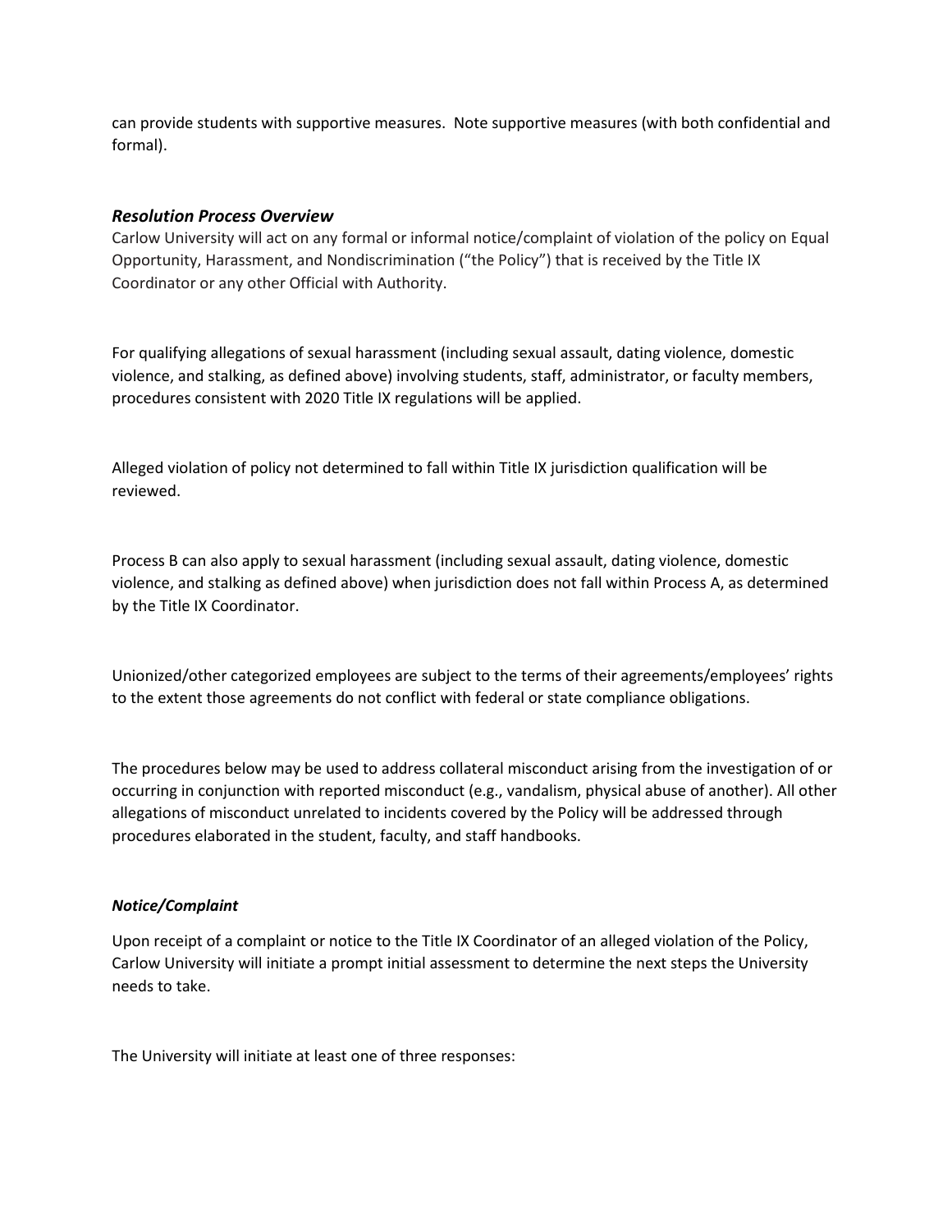can provide students with supportive measures. Note supportive measures (with both confidential and formal).

### *Resolution Process Overview*

Carlow University will act on any formal or informal notice/complaint of violation of the policy on Equal Opportunity, Harassment, and Nondiscrimination ("the Policy") that is received by the Title IX Coordinator or any other Official with Authority.

For qualifying allegations of sexual harassment (including sexual assault, dating violence, domestic violence, and stalking, as defined above) involving students, staff, administrator, or faculty members, procedures consistent with 2020 Title IX regulations will be applied.

Alleged violation of policy not determined to fall within Title IX jurisdiction qualification will be reviewed.

Process B can also apply to sexual harassment (including sexual assault, dating violence, domestic violence, and stalking as defined above) when jurisdiction does not fall within Process A, as determined by the Title IX Coordinator.

Unionized/other categorized employees are subject to the terms of their agreements/employees' rights to the extent those agreements do not conflict with federal or state compliance obligations.

The procedures below may be used to address collateral misconduct arising from the investigation of or occurring in conjunction with reported misconduct (e.g., vandalism, physical abuse of another). All other allegations of misconduct unrelated to incidents covered by the Policy will be addressed through procedures elaborated in the student, faculty, and staff handbooks.

#### ***Notice/Complaint***

Upon receipt of a complaint or notice to the Title IX Coordinator of an alleged violation of the Policy, Carlow University will initiate a prompt initial assessment to determine the next steps the University needs to take.

The University will initiate at least one of three responses: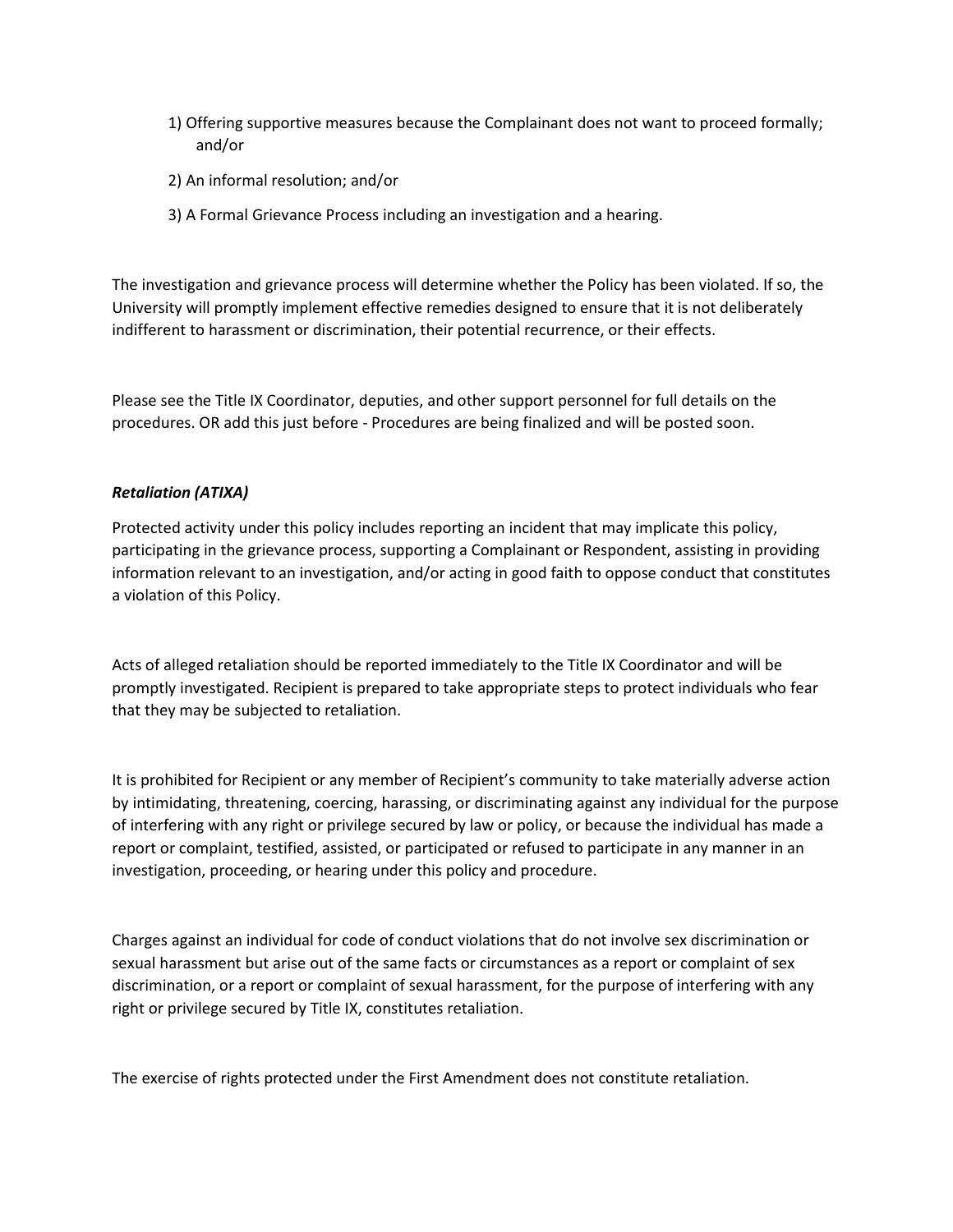1) Offering supportive measures because the Complainant does not want to proceed formally; and/or

2) An informal resolution; and/or

3) A Formal Grievance Process including an investigation and a hearing.

The investigation and grievance process will determine whether the Policy has been violated. If so, the University will promptly implement effective remedies designed to ensure that it is not deliberately indifferent to harassment or discrimination, their potential recurrence, or their effects.

Please see the Title IX Coordinator, deputies, and other support personnel for full details on the procedures. OR add this just before - Procedures are being finalized and will be posted soon.

***Retaliation (ATIXA)***

Protected activity under this policy includes reporting an incident that may implicate this policy, participating in the grievance process, supporting a Complainant or Respondent, assisting in providing information relevant to an investigation, and/or acting in good faith to oppose conduct that constitutes a violation of this Policy.

Acts of alleged retaliation should be reported immediately to the Title IX Coordinator and will be promptly investigated. Recipient is prepared to take appropriate steps to protect individuals who fear that they may be subjected to retaliation.

It is prohibited for Recipient or any member of Recipient's community to take materially adverse action by intimidating, threatening, coercing, harassing, or discriminating against any individual for the purpose of interfering with any right or privilege secured by law or policy, or because the individual has made a report or complaint, testified, assisted, or participated or refused to participate in any manner in an investigation, proceeding, or hearing under this policy and procedure.

Charges against an individual for code of conduct violations that do not involve sex discrimination or sexual harassment but arise out of the same facts or circumstances as a report or complaint of sex discrimination, or a report or complaint of sexual harassment, for the purpose of interfering with any right or privilege secured by Title IX, constitutes retaliation.

The exercise of rights protected under the First Amendment does not constitute retaliation.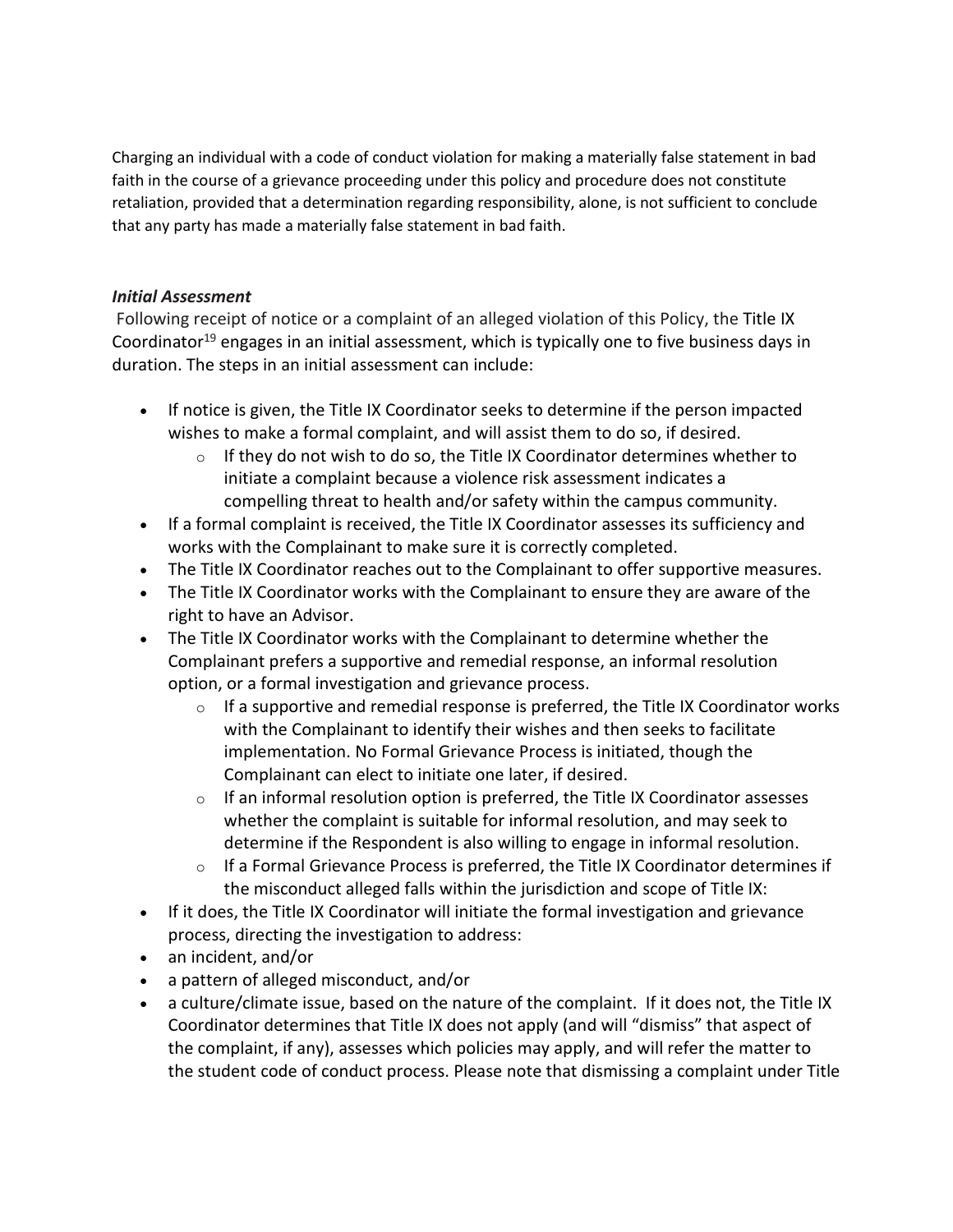Charging an individual with a code of conduct violation for making a materially false statement in bad faith in the course of a grievance proceeding under this policy and procedure does not constitute retaliation, provided that a determination regarding responsibility, alone, is not sufficient to conclude that any party has made a materially false statement in bad faith.

***Initial Assessment***

Following receipt of notice or a complaint of an alleged violation of this Policy, the Title IX Coordinator[19] engages in an initial assessment, which is typically one to five business days in duration. The steps in an initial assessment can include:

- If notice is given, the Title IX Coordinator seeks to determine if the person impacted wishes to make a formal complaint, and will assist them to do so, if desired.
  - If they do not wish to do so, the Title IX Coordinator determines whether to initiate a complaint because a violence risk assessment indicates a compelling threat to health and/or safety within the campus community.
- If a formal complaint is received, the Title IX Coordinator assesses its sufficiency and works with the Complainant to make sure it is correctly completed.
- The Title IX Coordinator reaches out to the Complainant to offer supportive measures.
- The Title IX Coordinator works with the Complainant to ensure they are aware of the right to have an Advisor.
- The Title IX Coordinator works with the Complainant to determine whether the Complainant prefers a supportive and remedial response, an informal resolution option, or a formal investigation and grievance process.
  - If a supportive and remedial response is preferred, the Title IX Coordinator works with the Complainant to identify their wishes and then seeks to facilitate implementation. No Formal Grievance Process is initiated, though the Complainant can elect to initiate one later, if desired.
  - If an informal resolution option is preferred, the Title IX Coordinator assesses whether the complaint is suitable for informal resolution, and may seek to determine if the Respondent is also willing to engage in informal resolution.
  - If a Formal Grievance Process is preferred, the Title IX Coordinator determines if the misconduct alleged falls within the jurisdiction and scope of Title IX:
- If it does, the Title IX Coordinator will initiate the formal investigation and grievance process, directing the investigation to address:
- an incident, and/or
- a pattern of alleged misconduct, and/or
- a culture/climate issue, based on the nature of the complaint. If it does not, the Title IX Coordinator determines that Title IX does not apply (and will "dismiss" that aspect of the complaint, if any), assesses which policies may apply, and will refer the matter to the student code of conduct process. Please note that dismissing a complaint under Title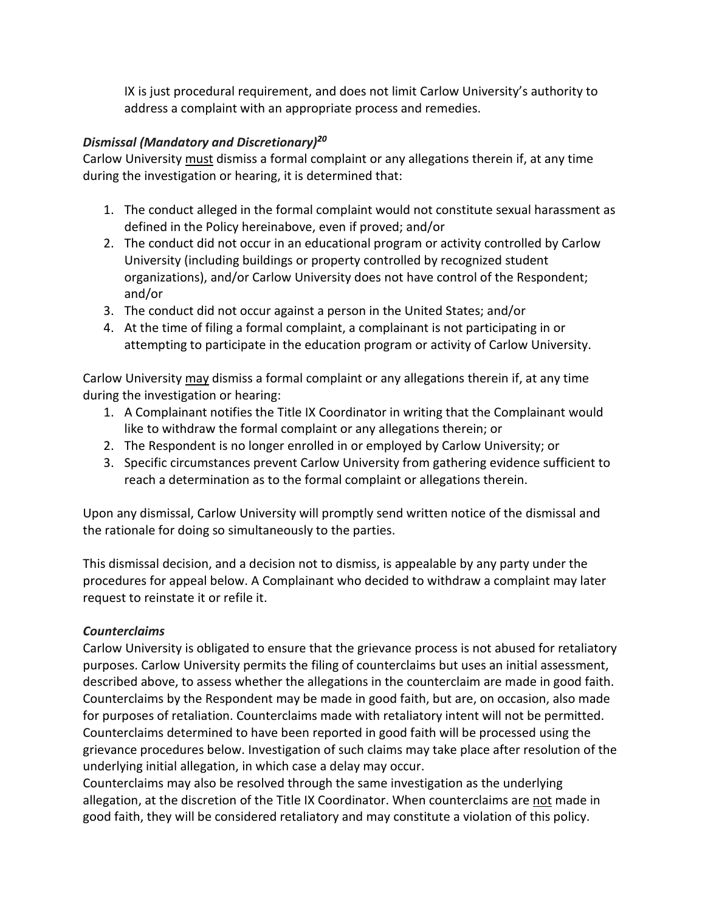IX is just procedural requirement, and does not limit Carlow University's authority to address a complaint with an appropriate process and remedies.

***Dismissal (Mandatory and Discretionary)[20]***

Carlow University must dismiss a formal complaint or any allegations therein if, at any time during the investigation or hearing, it is determined that:

1. The conduct alleged in the formal complaint would not constitute sexual harassment as defined in the Policy hereinabove, even if proved; and/or
2. The conduct did not occur in an educational program or activity controlled by Carlow University (including buildings or property controlled by recognized student organizations), and/or Carlow University does not have control of the Respondent; and/or
3. The conduct did not occur against a person in the United States; and/or
4. At the time of filing a formal complaint, a complainant is not participating in or attempting to participate in the education program or activity of Carlow University.

Carlow University may dismiss a formal complaint or any allegations therein if, at any time during the investigation or hearing:

1. A Complainant notifies the Title IX Coordinator in writing that the Complainant would like to withdraw the formal complaint or any allegations therein; or
2. The Respondent is no longer enrolled in or employed by Carlow University; or
3. Specific circumstances prevent Carlow University from gathering evidence sufficient to reach a determination as to the formal complaint or allegations therein.

Upon any dismissal, Carlow University will promptly send written notice of the dismissal and the rationale for doing so simultaneously to the parties.

This dismissal decision, and a decision not to dismiss, is appealable by any party under the procedures for appeal below. A Complainant who decided to withdraw a complaint may later request to reinstate it or refile it.

***Counterclaims***

Carlow University is obligated to ensure that the grievance process is not abused for retaliatory purposes. Carlow University permits the filing of counterclaims but uses an initial assessment, described above, to assess whether the allegations in the counterclaim are made in good faith. Counterclaims by the Respondent may be made in good faith, but are, on occasion, also made for purposes of retaliation. Counterclaims made with retaliatory intent will not be permitted. Counterclaims determined to have been reported in good faith will be processed using the grievance procedures below. Investigation of such claims may take place after resolution of the underlying initial allegation, in which case a delay may occur.

Counterclaims may also be resolved through the same investigation as the underlying allegation, at the discretion of the Title IX Coordinator. When counterclaims are not made in good faith, they will be considered retaliatory and may constitute a violation of this policy.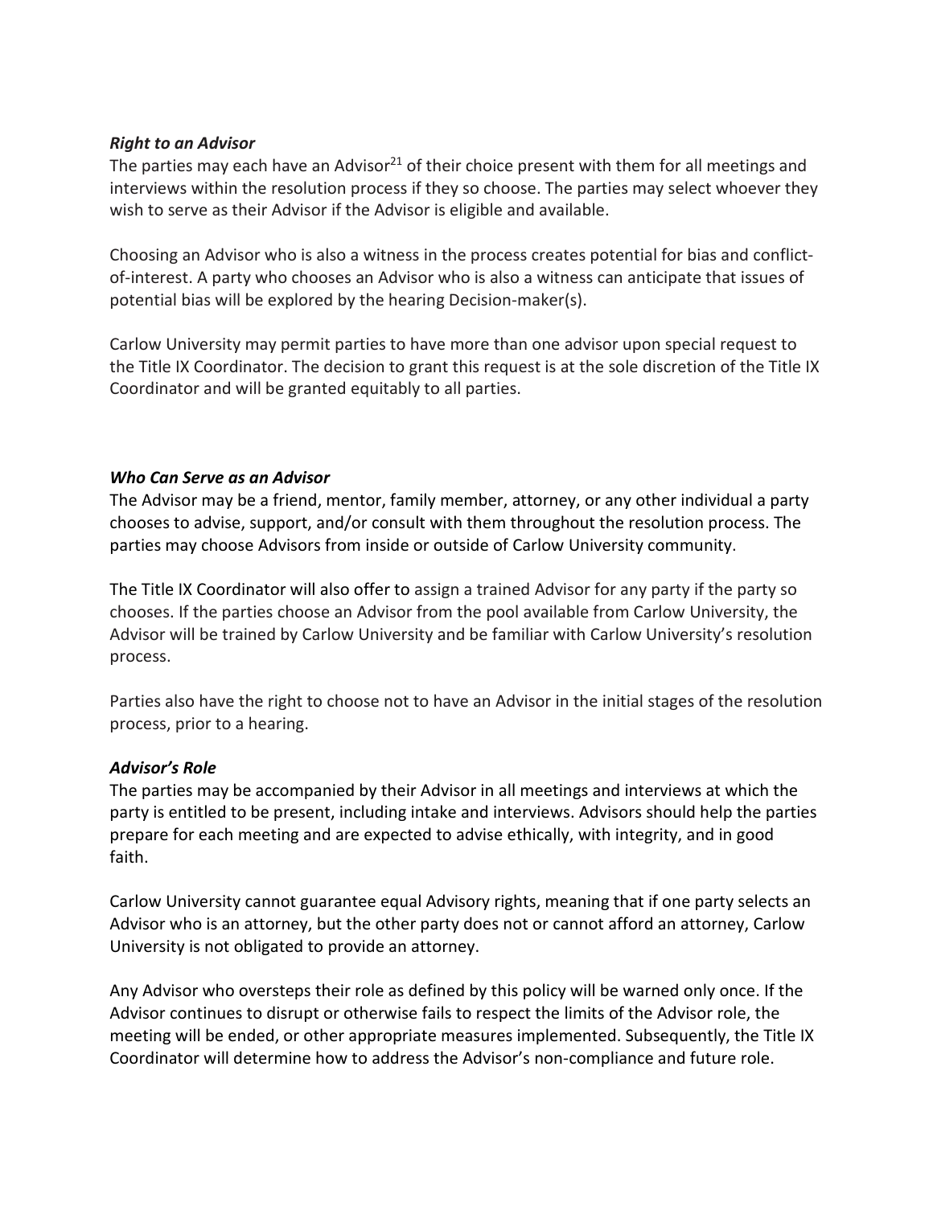***Right to an Advisor***

The parties may each have an Advisor[21] of their choice present with them for all meetings and interviews within the resolution process if they so choose. The parties may select whoever they wish to serve as their Advisor if the Advisor is eligible and available.

Choosing an Advisor who is also a witness in the process creates potential for bias and conflict-of-interest. A party who chooses an Advisor who is also a witness can anticipate that issues of potential bias will be explored by the hearing Decision-maker(s).

Carlow University may permit parties to have more than one advisor upon special request to the Title IX Coordinator. The decision to grant this request is at the sole discretion of the Title IX Coordinator and will be granted equitably to all parties.

***Who Can Serve as an Advisor***

The Advisor may be a friend, mentor, family member, attorney, or any other individual a party chooses to advise, support, and/or consult with them throughout the resolution process. The parties may choose Advisors from inside or outside of Carlow University community.

The Title IX Coordinator will also offer to assign a trained Advisor for any party if the party so chooses. If the parties choose an Advisor from the pool available from Carlow University, the Advisor will be trained by Carlow University and be familiar with Carlow University's resolution process.

Parties also have the right to choose not to have an Advisor in the initial stages of the resolution process, prior to a hearing.

***Advisor's Role***

The parties may be accompanied by their Advisor in all meetings and interviews at which the party is entitled to be present, including intake and interviews. Advisors should help the parties prepare for each meeting and are expected to advise ethically, with integrity, and in good faith.

Carlow University cannot guarantee equal Advisory rights, meaning that if one party selects an Advisor who is an attorney, but the other party does not or cannot afford an attorney, Carlow University is not obligated to provide an attorney.

Any Advisor who oversteps their role as defined by this policy will be warned only once. If the Advisor continues to disrupt or otherwise fails to respect the limits of the Advisor role, the meeting will be ended, or other appropriate measures implemented. Subsequently, the Title IX Coordinator will determine how to address the Advisor's non-compliance and future role.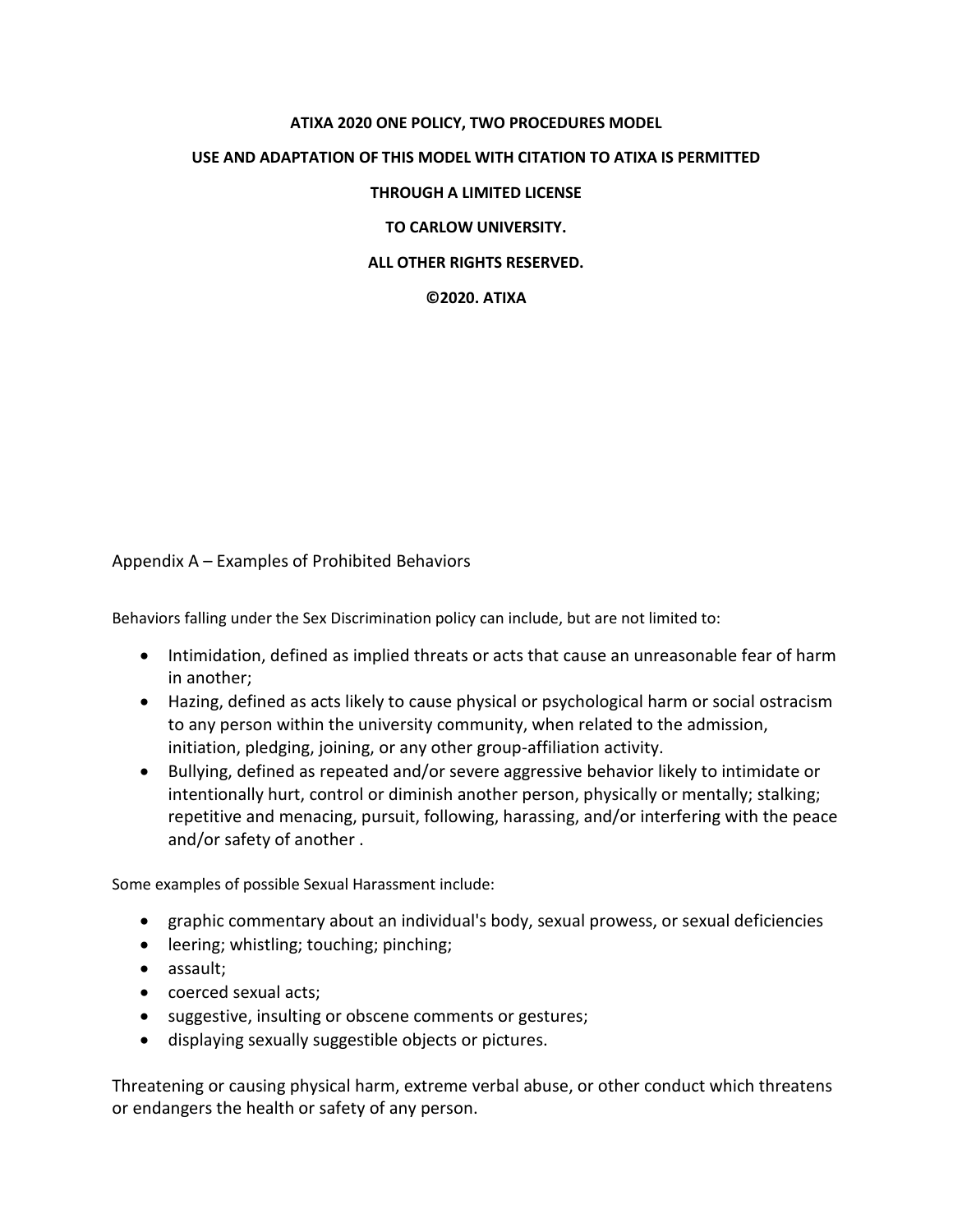**ATIXA 2020 ONE POLICY, TWO PROCEDURES MODEL**

**USE AND ADAPTATION OF THIS MODEL WITH CITATION TO ATIXA IS PERMITTED**

**THROUGH A LIMITED LICENSE**

**TO CARLOW UNIVERSITY.**

**ALL OTHER RIGHTS RESERVED.**

**©2020. ATIXA**

## Appendix A – Examples of Prohibited Behaviors

Behaviors falling under the Sex Discrimination policy can include, but are not limited to:

- Intimidation, defined as implied threats or acts that cause an unreasonable fear of harm in another;
- Hazing, defined as acts likely to cause physical or psychological harm or social ostracism to any person within the university community, when related to the admission, initiation, pledging, joining, or any other group-affiliation activity.
- Bullying, defined as repeated and/or severe aggressive behavior likely to intimidate or intentionally hurt, control or diminish another person, physically or mentally; stalking; repetitive and menacing, pursuit, following, harassing, and/or interfering with the peace and/or safety of another .

Some examples of possible Sexual Harassment include:

- graphic commentary about an individual's body, sexual prowess, or sexual deficiencies
- leering; whistling; touching; pinching;
- assault;
- coerced sexual acts;
- suggestive, insulting or obscene comments or gestures;
- displaying sexually suggestible objects or pictures.

Threatening or causing physical harm, extreme verbal abuse, or other conduct which threatens or endangers the health or safety of any person.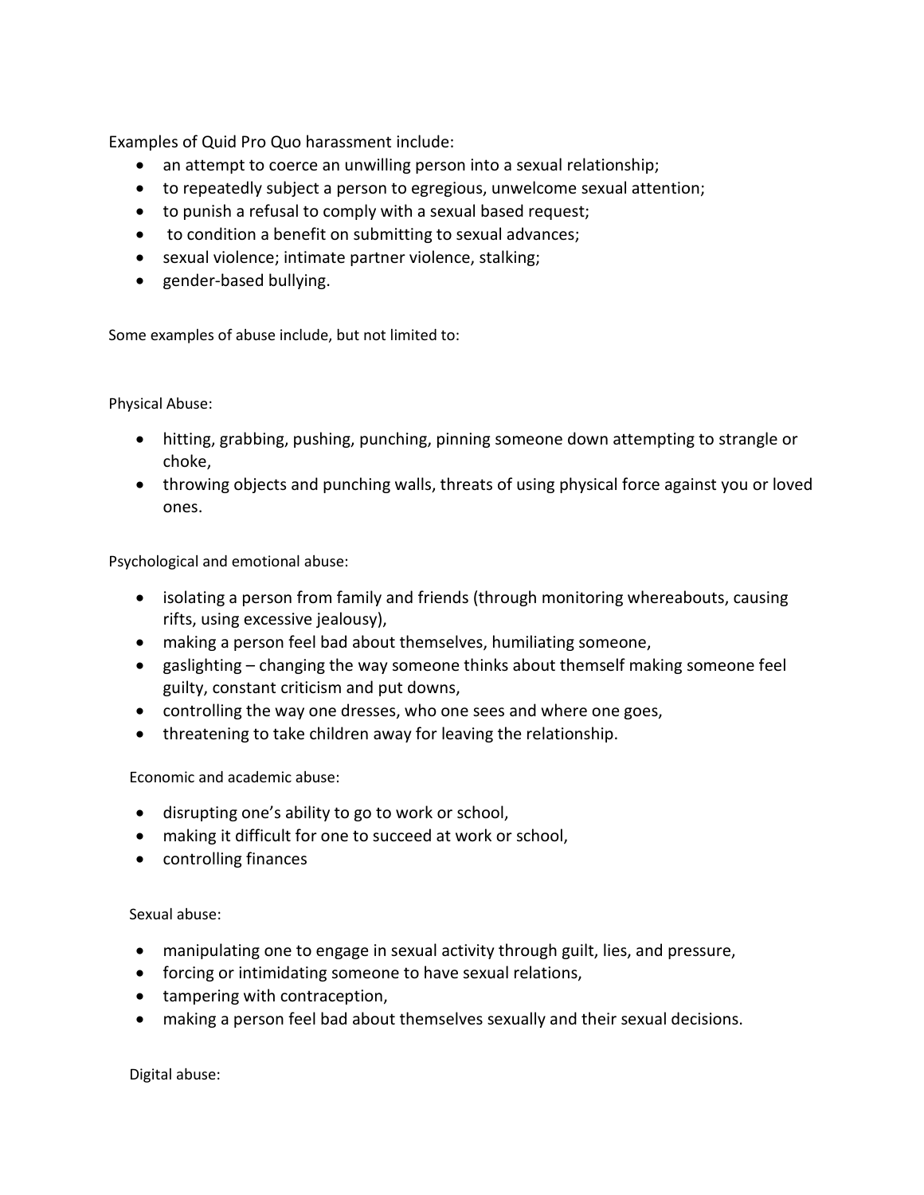Examples of Quid Pro Quo harassment include:

- an attempt to coerce an unwilling person into a sexual relationship;
- to repeatedly subject a person to egregious, unwelcome sexual attention;
- to punish a refusal to comply with a sexual based request;
- to condition a benefit on submitting to sexual advances;
- sexual violence; intimate partner violence, stalking;
- gender-based bullying.

Some examples of abuse include, but not limited to:

Physical Abuse:

- hitting, grabbing, pushing, punching, pinning someone down attempting to strangle or choke,
- throwing objects and punching walls, threats of using physical force against you or loved ones.

Psychological and emotional abuse:

- isolating a person from family and friends (through monitoring whereabouts, causing rifts, using excessive jealousy),
- making a person feel bad about themselves, humiliating someone,
- gaslighting – changing the way someone thinks about themself making someone feel guilty, constant criticism and put downs,
- controlling the way one dresses, who one sees and where one goes,
- threatening to take children away for leaving the relationship.

Economic and academic abuse:

- disrupting one's ability to go to work or school,
- making it difficult for one to succeed at work or school,
- controlling finances

Sexual abuse:

- manipulating one to engage in sexual activity through guilt, lies, and pressure,
- forcing or intimidating someone to have sexual relations,
- tampering with contraception,
- making a person feel bad about themselves sexually and their sexual decisions.

Digital abuse: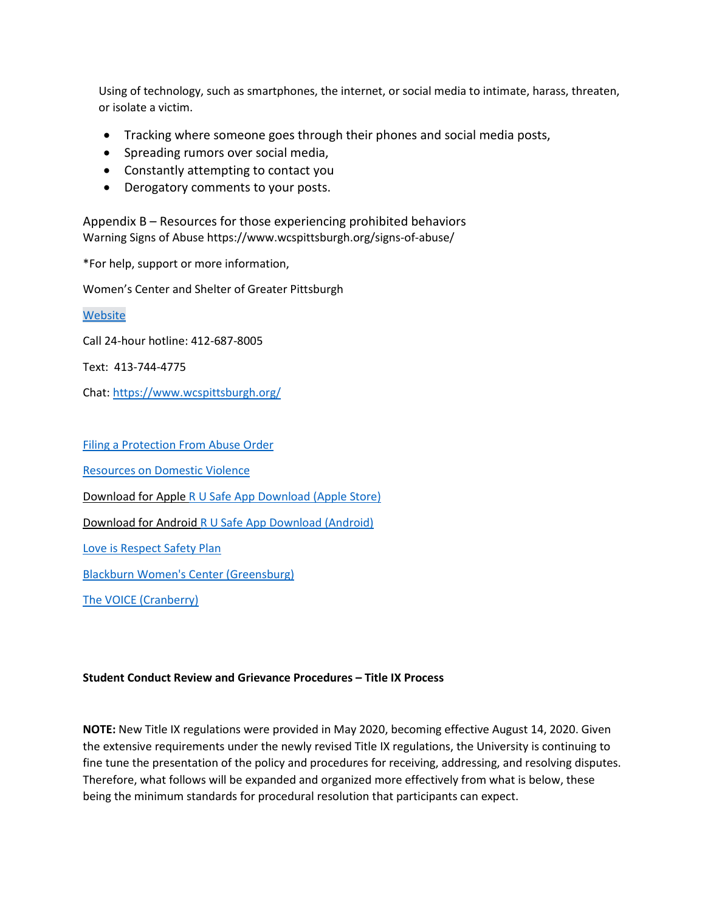Using of technology, such as smartphones, the internet, or social media to intimate, harass, threaten, or isolate a victim.

- Tracking where someone goes through their phones and social media posts,
- Spreading rumors over social media,
- Constantly attempting to contact you
- Derogatory comments to your posts.

## Appendix B – Resources for those experiencing prohibited behaviors

Warning Signs of Abuse https://www.wcspittsburgh.org/signs-of-abuse/

*For help, support or more information,

Women's Center and Shelter of Greater Pittsburgh

Website

Call 24-hour hotline: 412-687-8005

Text: 413-744-4775

Chat: https://www.wcspittsburgh.org/

Filing a Protection From Abuse Order

Resources on Domestic Violence

Download for Apple R U Safe App Download (Apple Store)

Download for Android R U Safe App Download (Android)

Love is Respect Safety Plan

Blackburn Women's Center (Greensburg)

The VOICE (Cranberry)

**Student Conduct Review and Grievance Procedures – Title IX Process**

**NOTE:** New Title IX regulations were provided in May 2020, becoming effective August 14, 2020. Given the extensive requirements under the newly revised Title IX regulations, the University is continuing to fine tune the presentation of the policy and procedures for receiving, addressing, and resolving disputes. Therefore, what follows will be expanded and organized more effectively from what is below, these being the minimum standards for procedural resolution that participants can expect.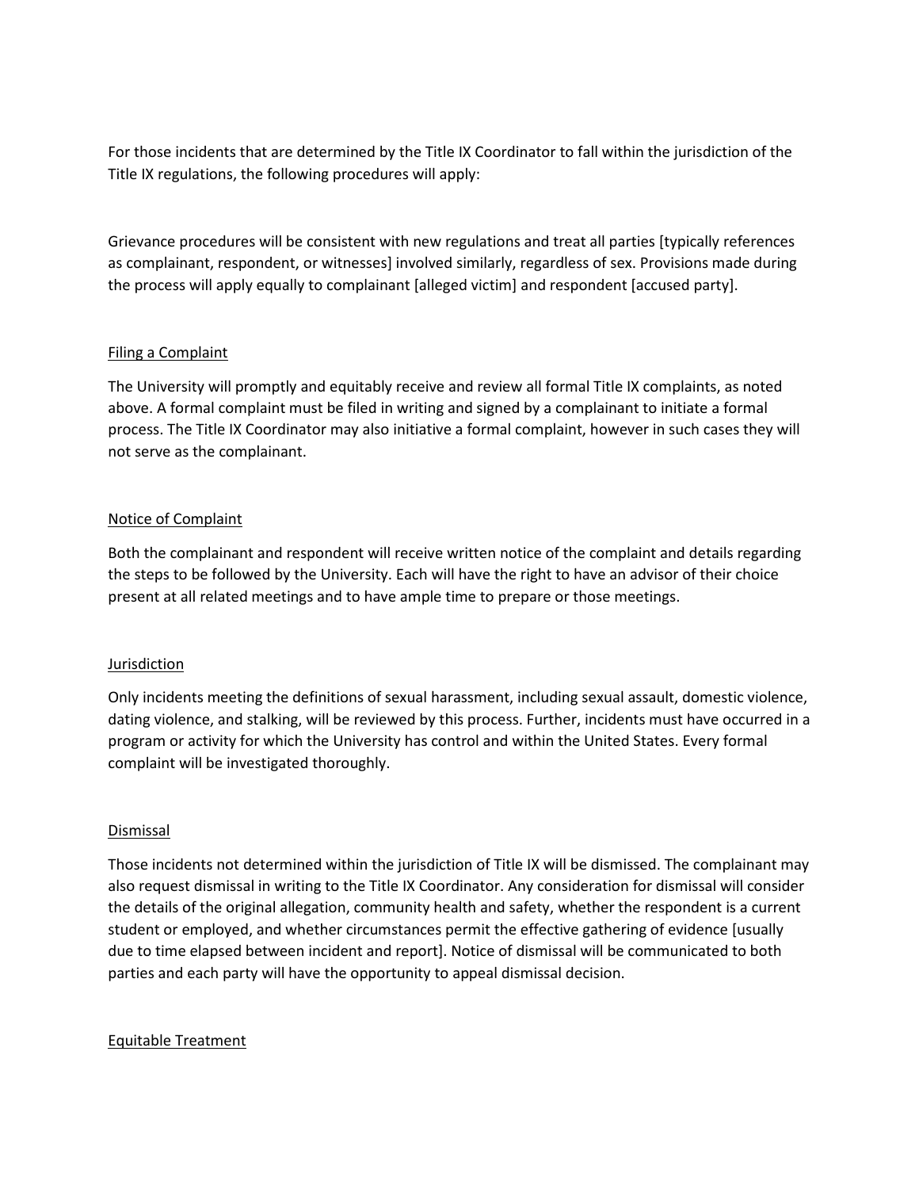For those incidents that are determined by the Title IX Coordinator to fall within the jurisdiction of the Title IX regulations, the following procedures will apply:

Grievance procedures will be consistent with new regulations and treat all parties [typically references as complainant, respondent, or witnesses] involved similarly, regardless of sex. Provisions made during the process will apply equally to complainant [alleged victim] and respondent [accused party].

<u>Filing a Complaint</u>

The University will promptly and equitably receive and review all formal Title IX complaints, as noted above. A formal complaint must be filed in writing and signed by a complainant to initiate a formal process. The Title IX Coordinator may also initiative a formal complaint, however in such cases they will not serve as the complainant.

<u>Notice of Complaint</u>

Both the complainant and respondent will receive written notice of the complaint and details regarding the steps to be followed by the University. Each will have the right to have an advisor of their choice present at all related meetings and to have ample time to prepare or those meetings.

<u>Jurisdiction</u>

Only incidents meeting the definitions of sexual harassment, including sexual assault, domestic violence, dating violence, and stalking, will be reviewed by this process. Further, incidents must have occurred in a program or activity for which the University has control and within the United States. Every formal complaint will be investigated thoroughly.

<u>Dismissal</u>

Those incidents not determined within the jurisdiction of Title IX will be dismissed. The complainant may also request dismissal in writing to the Title IX Coordinator. Any consideration for dismissal will consider the details of the original allegation, community health and safety, whether the respondent is a current student or employed, and whether circumstances permit the effective gathering of evidence [usually due to time elapsed between incident and report]. Notice of dismissal will be communicated to both parties and each party will have the opportunity to appeal dismissal decision.

<u>Equitable Treatment</u>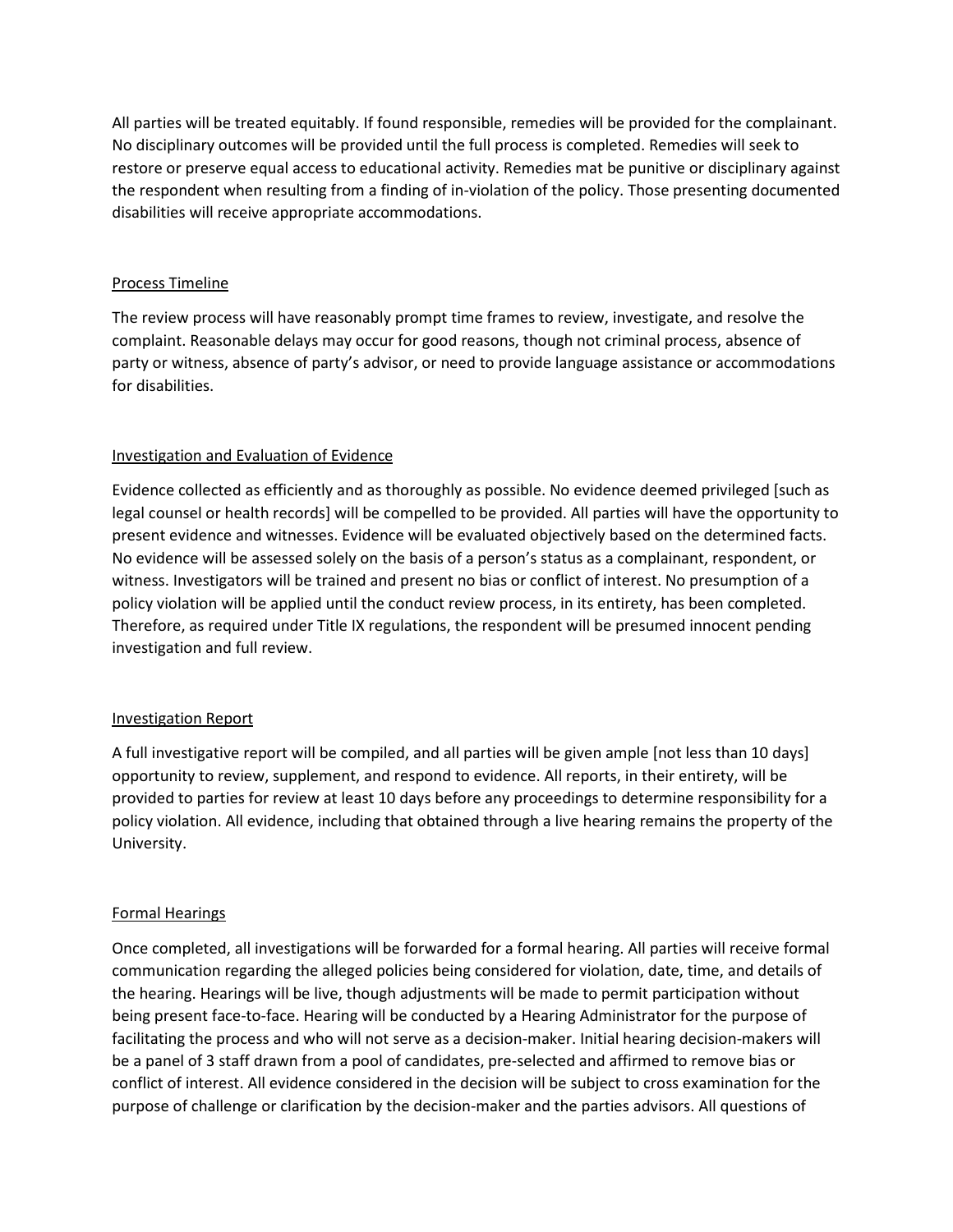All parties will be treated equitably. If found responsible, remedies will be provided for the complainant. No disciplinary outcomes will be provided until the full process is completed. Remedies will seek to restore or preserve equal access to educational activity. Remedies mat be punitive or disciplinary against the respondent when resulting from a finding of in-violation of the policy. Those presenting documented disabilities will receive appropriate accommodations.

## Process Timeline

The review process will have reasonably prompt time frames to review, investigate, and resolve the complaint. Reasonable delays may occur for good reasons, though not criminal process, absence of party or witness, absence of party's advisor, or need to provide language assistance or accommodations for disabilities.

## Investigation and Evaluation of Evidence

Evidence collected as efficiently and as thoroughly as possible. No evidence deemed privileged [such as legal counsel or health records] will be compelled to be provided. All parties will have the opportunity to present evidence and witnesses. Evidence will be evaluated objectively based on the determined facts. No evidence will be assessed solely on the basis of a person's status as a complainant, respondent, or witness. Investigators will be trained and present no bias or conflict of interest. No presumption of a policy violation will be applied until the conduct review process, in its entirety, has been completed. Therefore, as required under Title IX regulations, the respondent will be presumed innocent pending investigation and full review.

## Investigation Report

A full investigative report will be compiled, and all parties will be given ample [not less than 10 days] opportunity to review, supplement, and respond to evidence. All reports, in their entirety, will be provided to parties for review at least 10 days before any proceedings to determine responsibility for a policy violation. All evidence, including that obtained through a live hearing remains the property of the University.

## Formal Hearings

Once completed, all investigations will be forwarded for a formal hearing. All parties will receive formal communication regarding the alleged policies being considered for violation, date, time, and details of the hearing. Hearings will be live, though adjustments will be made to permit participation without being present face-to-face. Hearing will be conducted by a Hearing Administrator for the purpose of facilitating the process and who will not serve as a decision-maker. Initial hearing decision-makers will be a panel of 3 staff drawn from a pool of candidates, pre-selected and affirmed to remove bias or conflict of interest. All evidence considered in the decision will be subject to cross examination for the purpose of challenge or clarification by the decision-maker and the parties advisors. All questions of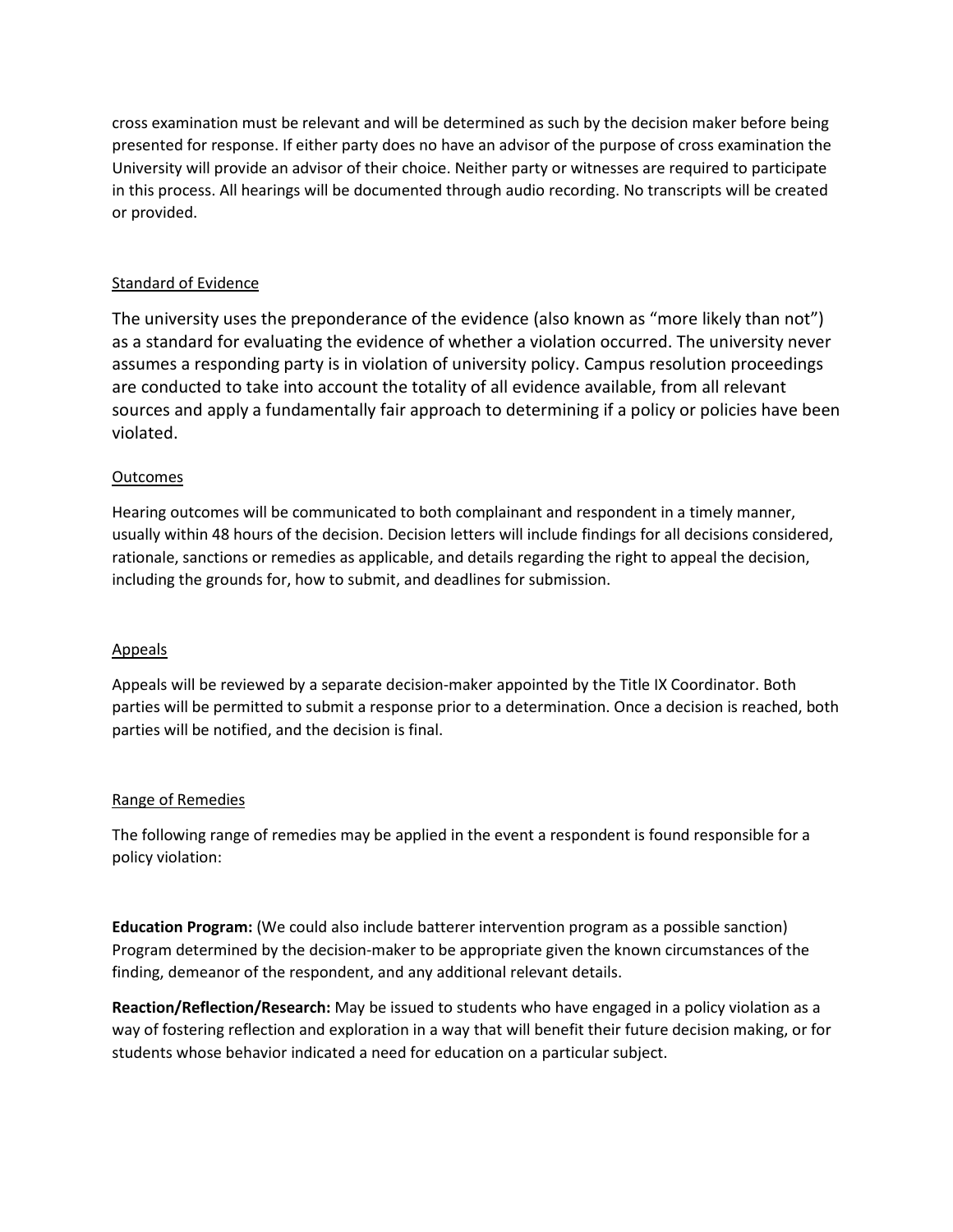cross examination must be relevant and will be determined as such by the decision maker before being presented for response. If either party does no have an advisor of the purpose of cross examination the University will provide an advisor of their choice. Neither party or witnesses are required to participate in this process. All hearings will be documented through audio recording. No transcripts will be created or provided.

## Standard of Evidence

The university uses the preponderance of the evidence (also known as "more likely than not") as a standard for evaluating the evidence of whether a violation occurred. The university never assumes a responding party is in violation of university policy. Campus resolution proceedings are conducted to take into account the totality of all evidence available, from all relevant sources and apply a fundamentally fair approach to determining if a policy or policies have been violated.

## Outcomes

Hearing outcomes will be communicated to both complainant and respondent in a timely manner, usually within 48 hours of the decision. Decision letters will include findings for all decisions considered, rationale, sanctions or remedies as applicable, and details regarding the right to appeal the decision, including the grounds for, how to submit, and deadlines for submission.

## Appeals

Appeals will be reviewed by a separate decision-maker appointed by the Title IX Coordinator. Both parties will be permitted to submit a response prior to a determination. Once a decision is reached, both parties will be notified, and the decision is final.

## Range of Remedies

The following range of remedies may be applied in the event a respondent is found responsible for a policy violation:

**Education Program:** (We could also include batterer intervention program as a possible sanction) Program determined by the decision-maker to be appropriate given the known circumstances of the finding, demeanor of the respondent, and any additional relevant details.

**Reaction/Reflection/Research:** May be issued to students who have engaged in a policy violation as a way of fostering reflection and exploration in a way that will benefit their future decision making, or for students whose behavior indicated a need for education on a particular subject.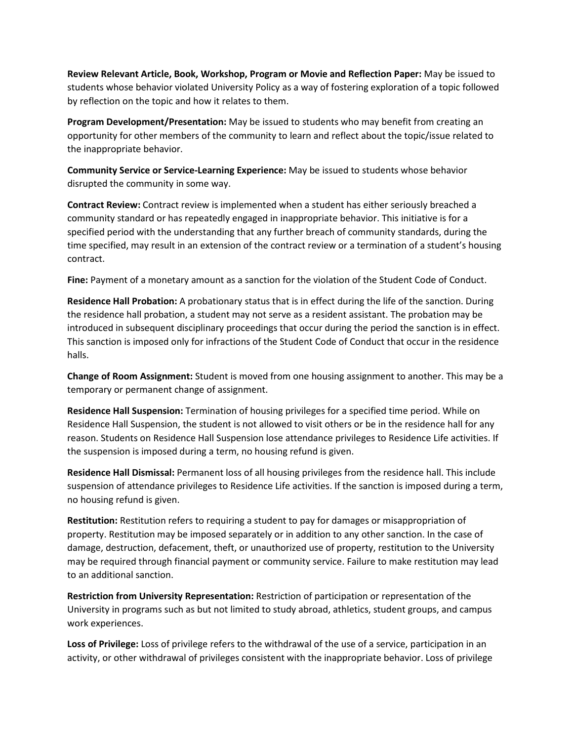**Review Relevant Article, Book, Workshop, Program or Movie and Reflection Paper:** May be issued to students whose behavior violated University Policy as a way of fostering exploration of a topic followed by reflection on the topic and how it relates to them.

**Program Development/Presentation:** May be issued to students who may benefit from creating an opportunity for other members of the community to learn and reflect about the topic/issue related to the inappropriate behavior.

**Community Service or Service-Learning Experience:** May be issued to students whose behavior disrupted the community in some way.

**Contract Review:** Contract review is implemented when a student has either seriously breached a community standard or has repeatedly engaged in inappropriate behavior. This initiative is for a specified period with the understanding that any further breach of community standards, during the time specified, may result in an extension of the contract review or a termination of a student's housing contract.

**Fine:** Payment of a monetary amount as a sanction for the violation of the Student Code of Conduct.

**Residence Hall Probation:** A probationary status that is in effect during the life of the sanction. During the residence hall probation, a student may not serve as a resident assistant. The probation may be introduced in subsequent disciplinary proceedings that occur during the period the sanction is in effect. This sanction is imposed only for infractions of the Student Code of Conduct that occur in the residence halls.

**Change of Room Assignment:** Student is moved from one housing assignment to another. This may be a temporary or permanent change of assignment.

**Residence Hall Suspension:** Termination of housing privileges for a specified time period. While on Residence Hall Suspension, the student is not allowed to visit others or be in the residence hall for any reason. Students on Residence Hall Suspension lose attendance privileges to Residence Life activities. If the suspension is imposed during a term, no housing refund is given.

**Residence Hall Dismissal:** Permanent loss of all housing privileges from the residence hall. This include suspension of attendance privileges to Residence Life activities. If the sanction is imposed during a term, no housing refund is given.

**Restitution:** Restitution refers to requiring a student to pay for damages or misappropriation of property. Restitution may be imposed separately or in addition to any other sanction. In the case of damage, destruction, defacement, theft, or unauthorized use of property, restitution to the University may be required through financial payment or community service. Failure to make restitution may lead to an additional sanction.

**Restriction from University Representation:** Restriction of participation or representation of the University in programs such as but not limited to study abroad, athletics, student groups, and campus work experiences.

**Loss of Privilege:** Loss of privilege refers to the withdrawal of the use of a service, participation in an activity, or other withdrawal of privileges consistent with the inappropriate behavior. Loss of privilege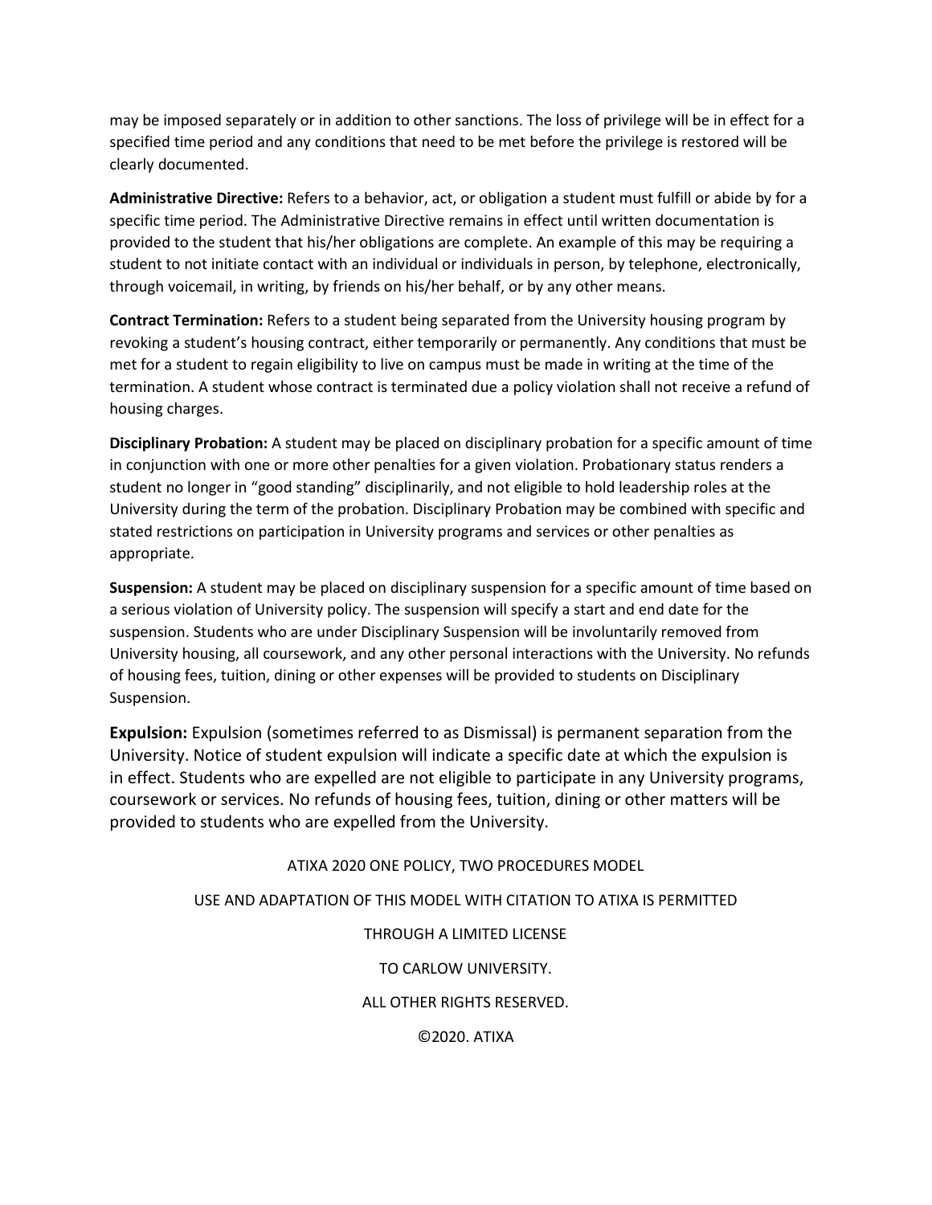may be imposed separately or in addition to other sanctions. The loss of privilege will be in effect for a specified time period and any conditions that need to be met before the privilege is restored will be clearly documented.

**Administrative Directive:** Refers to a behavior, act, or obligation a student must fulfill or abide by for a specific time period. The Administrative Directive remains in effect until written documentation is provided to the student that his/her obligations are complete. An example of this may be requiring a student to not initiate contact with an individual or individuals in person, by telephone, electronically, through voicemail, in writing, by friends on his/her behalf, or by any other means.

**Contract Termination:** Refers to a student being separated from the University housing program by revoking a student's housing contract, either temporarily or permanently. Any conditions that must be met for a student to regain eligibility to live on campus must be made in writing at the time of the termination. A student whose contract is terminated due a policy violation shall not receive a refund of housing charges.

**Disciplinary Probation:** A student may be placed on disciplinary probation for a specific amount of time in conjunction with one or more other penalties for a given violation. Probationary status renders a student no longer in "good standing" disciplinarily, and not eligible to hold leadership roles at the University during the term of the probation. Disciplinary Probation may be combined with specific and stated restrictions on participation in University programs and services or other penalties as appropriate.

**Suspension:** A student may be placed on disciplinary suspension for a specific amount of time based on a serious violation of University policy. The suspension will specify a start and end date for the suspension. Students who are under Disciplinary Suspension will be involuntarily removed from University housing, all coursework, and any other personal interactions with the University. No refunds of housing fees, tuition, dining or other expenses will be provided to students on Disciplinary Suspension.

**Expulsion:** Expulsion (sometimes referred to as Dismissal) is permanent separation from the University. Notice of student expulsion will indicate a specific date at which the expulsion is in effect. Students who are expelled are not eligible to participate in any University programs, coursework or services. No refunds of housing fees, tuition, dining or other matters will be provided to students who are expelled from the University.

ATIXA 2020 ONE POLICY, TWO PROCEDURES MODEL

USE AND ADAPTATION OF THIS MODEL WITH CITATION TO ATIXA IS PERMITTED

THROUGH A LIMITED LICENSE

TO CARLOW UNIVERSITY.

ALL OTHER RIGHTS RESERVED.

©2020. ATIXA